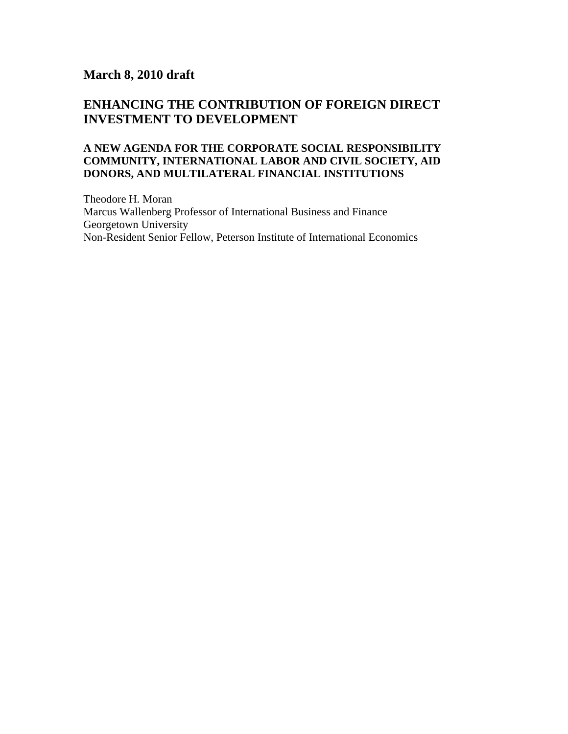**March 8, 2010 draft**

# ENHANCING THE CONTRIBUTION OF FOREIGN DIRECT INVESTMENT TO DEVELOPMENT

## A NEW AGENDA FOR THE CORPORATE SOCIAL RESPONSIBILITY COMMUNITY, INTERNATIONAL LABOR AND CIVIL SOCIETY, AID DONORS, AND MULTILATERAL FINANCIAL INSTITUTIONS

Theodore H. Moran
Marcus Wallenberg Professor of International Business and Finance
Georgetown University
Non-Resident Senior Fellow, Peterson Institute of International Economics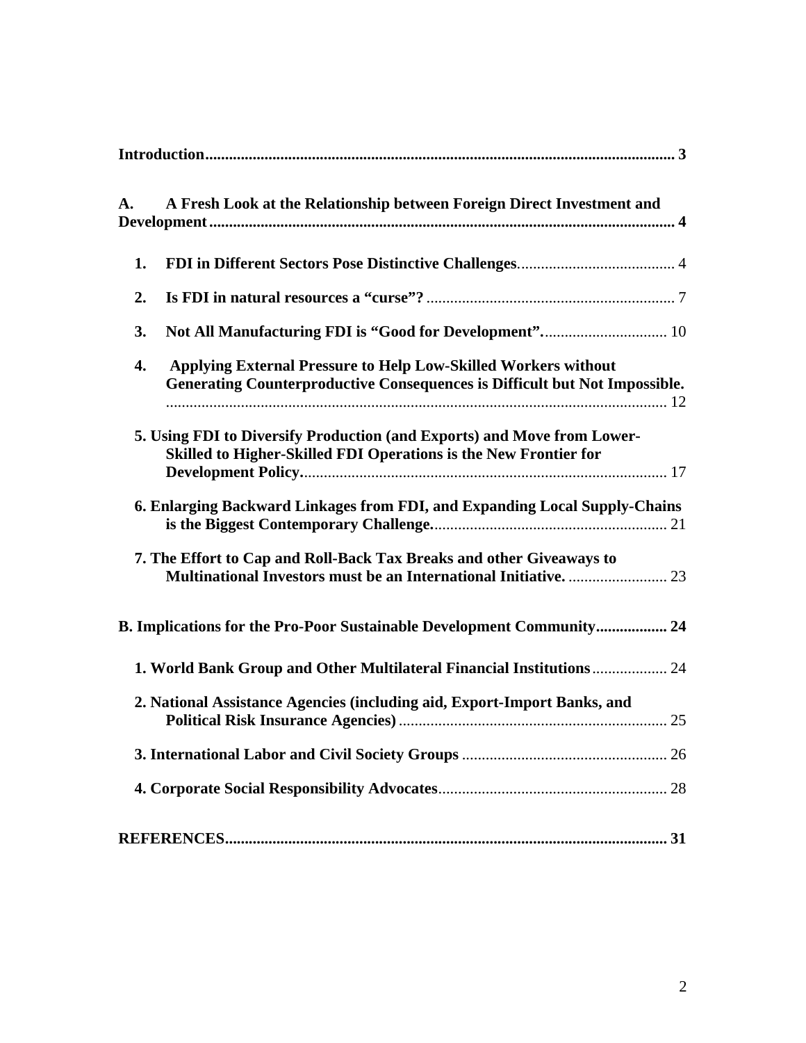**Introduction** .......... **3**

**A. A Fresh Look at the Relationship between Foreign Direct Investment and Development** .......... **4**

- **1. FDI in Different Sectors Pose Distinctive Challenges**.......... 4
- **2. Is FDI in natural resources a "curse"?** .......... 7
- **3. Not All Manufacturing FDI is "Good for Development".** .......... 10
- **4. Applying External Pressure to Help Low-Skilled Workers without Generating Counterproductive Consequences is Difficult but Not Impossible.** .......... 12
- **5. Using FDI to Diversify Production (and Exports) and Move from Lower-Skilled to Higher-Skilled FDI Operations is the New Frontier for Development Policy.** .......... 17
- **6. Enlarging Backward Linkages from FDI, and Expanding Local Supply-Chains is the Biggest Contemporary Challenge.** .......... 21
- **7. The Effort to Cap and Roll-Back Tax Breaks and other Giveaways to Multinational Investors must be an International Initiative.** .......... 23

**B. Implications for the Pro-Poor Sustainable Development Community** .......... **24**

- **1. World Bank Group and Other Multilateral Financial Institutions** .......... 24
- **2. National Assistance Agencies (including aid, Export-Import Banks, and Political Risk Insurance Agencies)** .......... 25
- **3. International Labor and Civil Society Groups** .......... 26
- **4. Corporate Social Responsibility Advocates** .......... 28

**REFERENCES** .......... **31**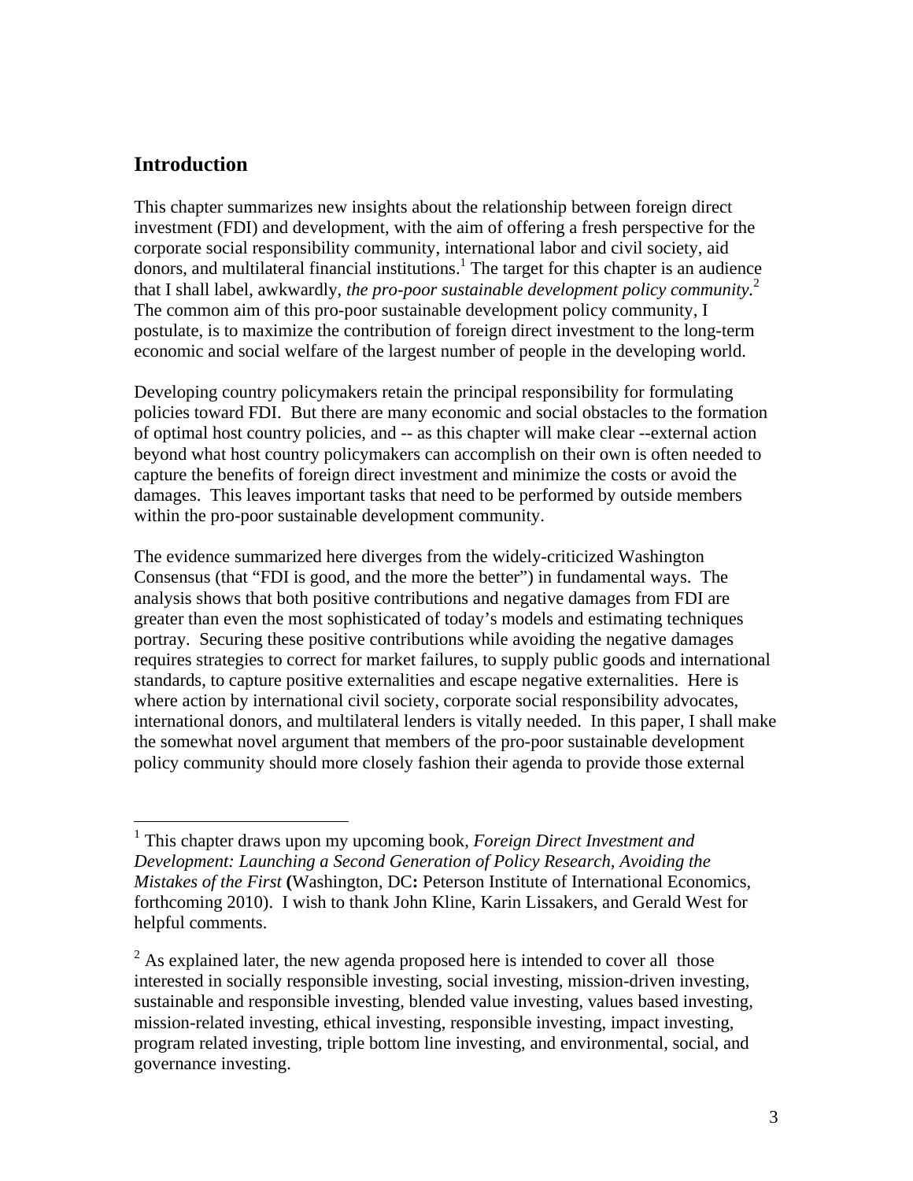## Introduction

This chapter summarizes new insights about the relationship between foreign direct investment (FDI) and development, with the aim of offering a fresh perspective for the corporate social responsibility community, international labor and civil society, aid donors, and multilateral financial institutions.[1] The target for this chapter is an audience that I shall label, awkwardly, *the pro-poor sustainable development policy community.*[2] The common aim of this pro-poor sustainable development policy community, I postulate, is to maximize the contribution of foreign direct investment to the long-term economic and social welfare of the largest number of people in the developing world.

Developing country policymakers retain the principal responsibility for formulating policies toward FDI. But there are many economic and social obstacles to the formation of optimal host country policies, and -- as this chapter will make clear --external action beyond what host country policymakers can accomplish on their own is often needed to capture the benefits of foreign direct investment and minimize the costs or avoid the damages. This leaves important tasks that need to be performed by outside members within the pro-poor sustainable development community.

The evidence summarized here diverges from the widely-criticized Washington Consensus (that "FDI is good, and the more the better") in fundamental ways. The analysis shows that both positive contributions and negative damages from FDI are greater than even the most sophisticated of today's models and estimating techniques portray. Securing these positive contributions while avoiding the negative damages requires strategies to correct for market failures, to supply public goods and international standards, to capture positive externalities and escape negative externalities. Here is where action by international civil society, corporate social responsibility advocates, international donors, and multilateral lenders is vitally needed. In this paper, I shall make the somewhat novel argument that members of the pro-poor sustainable development policy community should more closely fashion their agenda to provide those external

[1] This chapter draws upon my upcoming book, *Foreign Direct Investment and Development: Launching a Second Generation of Policy Research, Avoiding the Mistakes of the First* **(**Washington, DC**:** Peterson Institute of International Economics, forthcoming 2010). I wish to thank John Kline, Karin Lissakers, and Gerald West for helpful comments.

[2] As explained later, the new agenda proposed here is intended to cover all those interested in socially responsible investing, social investing, mission-driven investing, sustainable and responsible investing, blended value investing, values based investing, mission-related investing, ethical investing, responsible investing, impact investing, program related investing, triple bottom line investing, and environmental, social, and governance investing.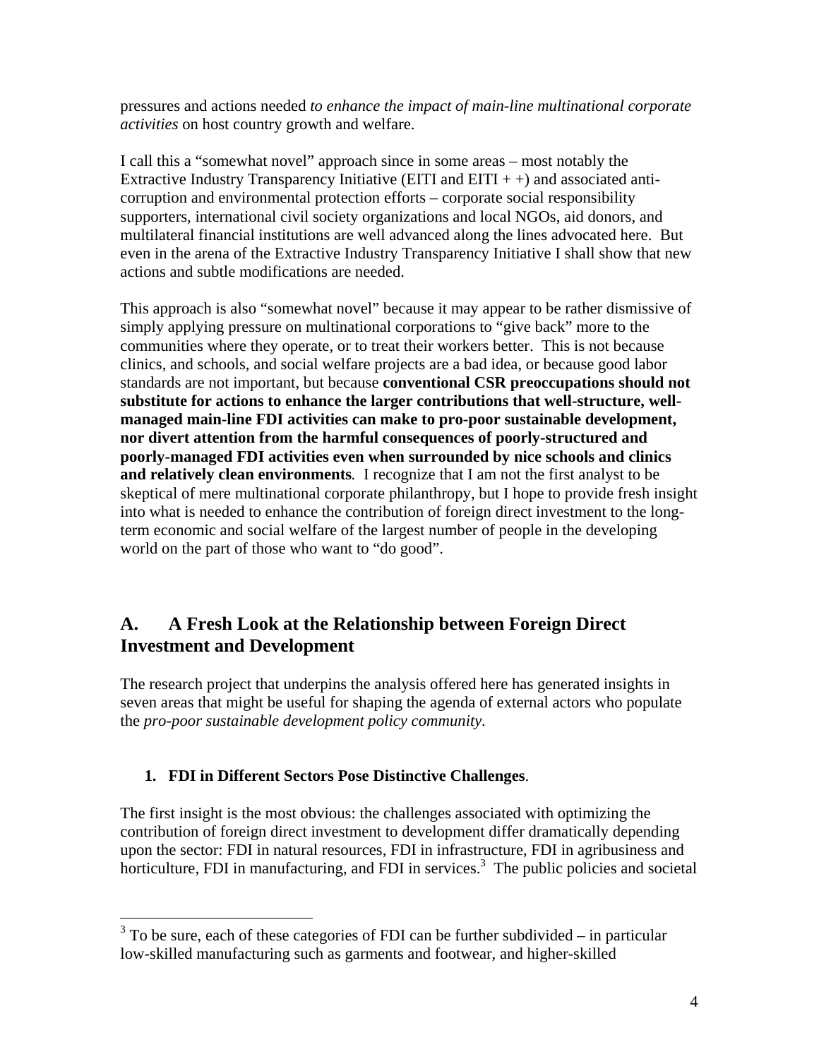pressures and actions needed *to enhance the impact of main-line multinational corporate activities* on host country growth and welfare.

I call this a "somewhat novel" approach since in some areas – most notably the Extractive Industry Transparency Initiative (EITI and EITI + +) and associated anti-corruption and environmental protection efforts – corporate social responsibility supporters, international civil society organizations and local NGOs, aid donors, and multilateral financial institutions are well advanced along the lines advocated here. But even in the arena of the Extractive Industry Transparency Initiative I shall show that new actions and subtle modifications are needed.

This approach is also "somewhat novel" because it may appear to be rather dismissive of simply applying pressure on multinational corporations to "give back" more to the communities where they operate, or to treat their workers better. This is not because clinics, and schools, and social welfare projects are a bad idea, or because good labor standards are not important, but because **conventional CSR preoccupations should not substitute for actions to enhance the larger contributions that well-structure, well-managed main-line FDI activities can make to pro-poor sustainable development, nor divert attention from the harmful consequences of poorly-structured and poorly-managed FDI activities even when surrounded by nice schools and clinics and relatively clean environments**. I recognize that I am not the first analyst to be skeptical of mere multinational corporate philanthropy, but I hope to provide fresh insight into what is needed to enhance the contribution of foreign direct investment to the long-term economic and social welfare of the largest number of people in the developing world on the part of those who want to "do good".

## A. A Fresh Look at the Relationship between Foreign Direct Investment and Development

The research project that underpins the analysis offered here has generated insights in seven areas that might be useful for shaping the agenda of external actors who populate the *pro-poor sustainable development policy community*.

### 1. FDI in Different Sectors Pose Distinctive Challenges.

The first insight is the most obvious: the challenges associated with optimizing the contribution of foreign direct investment to development differ dramatically depending upon the sector: FDI in natural resources, FDI in infrastructure, FDI in agribusiness and horticulture, FDI in manufacturing, and FDI in services.[3] The public policies and societal

[3] To be sure, each of these categories of FDI can be further subdivided – in particular low-skilled manufacturing such as garments and footwear, and higher-skilled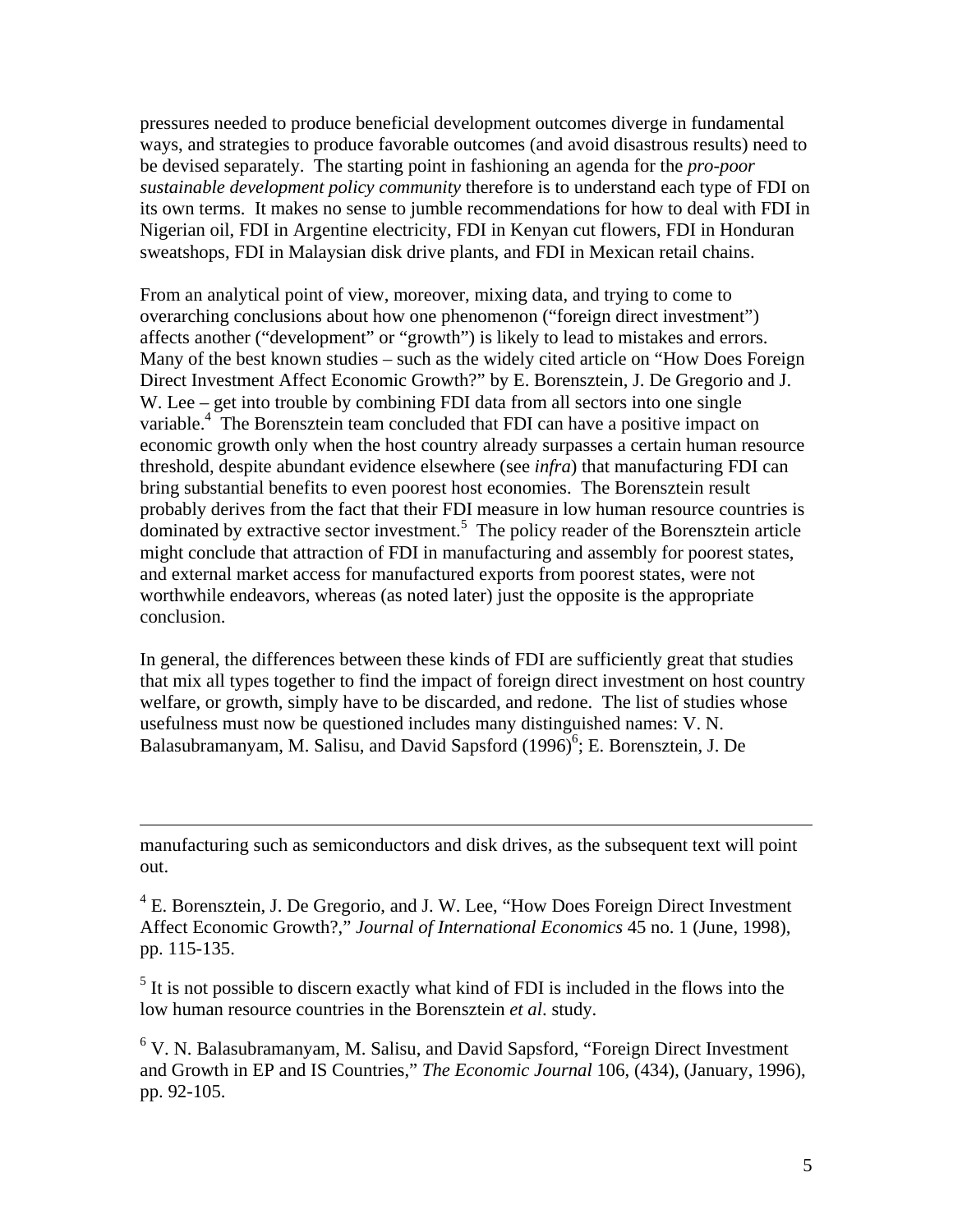pressures needed to produce beneficial development outcomes diverge in fundamental ways, and strategies to produce favorable outcomes (and avoid disastrous results) need to be devised separately. The starting point in fashioning an agenda for the *pro-poor sustainable development policy community* therefore is to understand each type of FDI on its own terms. It makes no sense to jumble recommendations for how to deal with FDI in Nigerian oil, FDI in Argentine electricity, FDI in Kenyan cut flowers, FDI in Honduran sweatshops, FDI in Malaysian disk drive plants, and FDI in Mexican retail chains.

From an analytical point of view, moreover, mixing data, and trying to come to overarching conclusions about how one phenomenon ("foreign direct investment") affects another ("development" or "growth") is likely to lead to mistakes and errors. Many of the best known studies – such as the widely cited article on "How Does Foreign Direct Investment Affect Economic Growth?" by E. Borensztein, J. De Gregorio and J. W. Lee – get into trouble by combining FDI data from all sectors into one single variable.[4] The Borensztein team concluded that FDI can have a positive impact on economic growth only when the host country already surpasses a certain human resource threshold, despite abundant evidence elsewhere (see *infra*) that manufacturing FDI can bring substantial benefits to even poorest host economies. The Borensztein result probably derives from the fact that their FDI measure in low human resource countries is dominated by extractive sector investment.[5] The policy reader of the Borensztein article might conclude that attraction of FDI in manufacturing and assembly for poorest states, and external market access for manufactured exports from poorest states, were not worthwhile endeavors, whereas (as noted later) just the opposite is the appropriate conclusion.

In general, the differences between these kinds of FDI are sufficiently great that studies that mix all types together to find the impact of foreign direct investment on host country welfare, or growth, simply have to be discarded, and redone. The list of studies whose usefulness must now be questioned includes many distinguished names: V. N. Balasubramanyam, M. Salisu, and David Sapsford (1996)[6]; E. Borensztein, J. De

---

manufacturing such as semiconductors and disk drives, as the subsequent text will point out.

[4] E. Borensztein, J. De Gregorio, and J. W. Lee, "How Does Foreign Direct Investment Affect Economic Growth?," *Journal of International Economics* 45 no. 1 (June, 1998), pp. 115-135.

[5] It is not possible to discern exactly what kind of FDI is included in the flows into the low human resource countries in the Borensztein *et al.* study.

[6] V. N. Balasubramanyam, M. Salisu, and David Sapsford, "Foreign Direct Investment and Growth in EP and IS Countries," *The Economic Journal* 106, (434), (January, 1996), pp. 92-105.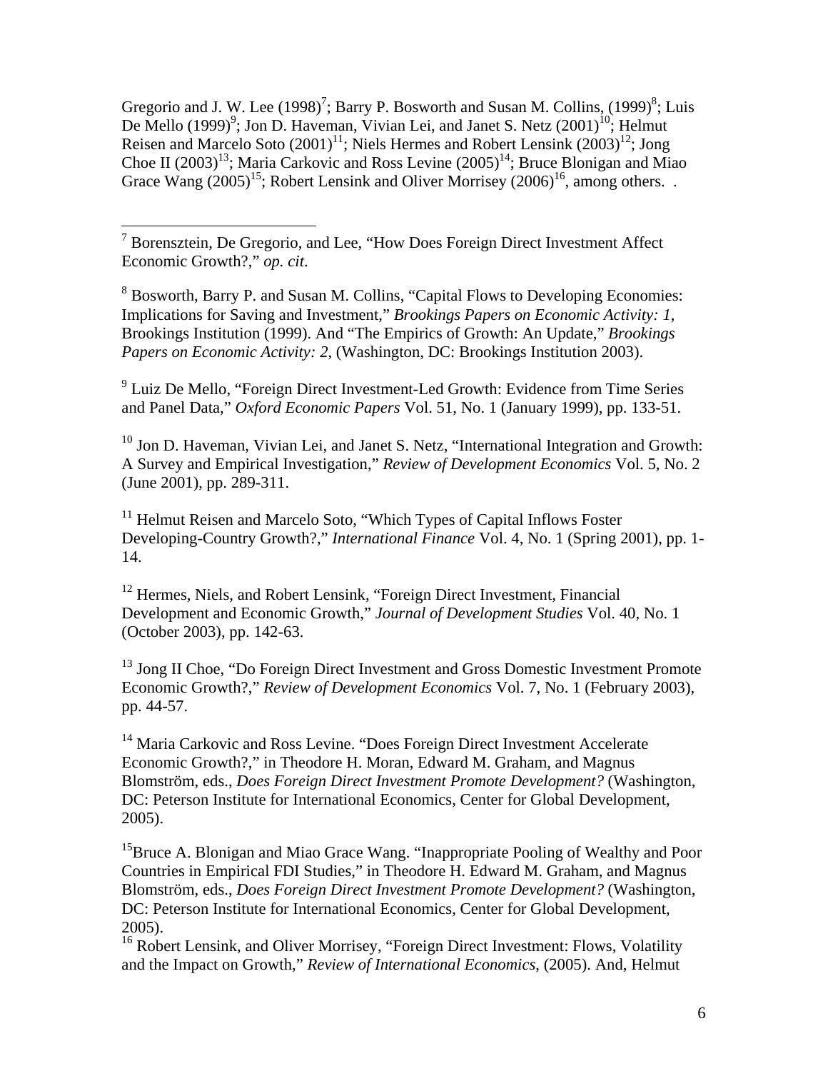Gregorio and J. W. Lee (1998)[7]; Barry P. Bosworth and Susan M. Collins, (1999)[8]; Luis De Mello (1999)[9]; Jon D. Haveman, Vivian Lei, and Janet S. Netz (2001)[10]; Helmut Reisen and Marcelo Soto (2001)[11]; Niels Hermes and Robert Lensink (2003)[12]; Jong Choe II (2003)[13]; Maria Carkovic and Ross Levine (2005)[14]; Bruce Blonigan and Miao Grace Wang (2005)[15]; Robert Lensink and Oliver Morrisey (2006)[16], among others. .

---

[7] Borensztein, De Gregorio, and Lee, "How Does Foreign Direct Investment Affect Economic Growth?," *op. cit*.

[8] Bosworth, Barry P. and Susan M. Collins, "Capital Flows to Developing Economies: Implications for Saving and Investment," *Brookings Papers on Economic Activity: 1*, Brookings Institution (1999). And "The Empirics of Growth: An Update," *Brookings Papers on Economic Activity: 2*, (Washington, DC: Brookings Institution 2003).

[9] Luiz De Mello, "Foreign Direct Investment-Led Growth: Evidence from Time Series and Panel Data," *Oxford Economic Papers* Vol. 51, No. 1 (January 1999), pp. 133-51.

[10] Jon D. Haveman, Vivian Lei, and Janet S. Netz, "International Integration and Growth: A Survey and Empirical Investigation," *Review of Development Economics* Vol. 5, No. 2 (June 2001), pp. 289-311.

[11] Helmut Reisen and Marcelo Soto, "Which Types of Capital Inflows Foster Developing-Country Growth?," *International Finance* Vol. 4, No. 1 (Spring 2001), pp. 1-14.

[12] Hermes, Niels, and Robert Lensink, "Foreign Direct Investment, Financial Development and Economic Growth," *Journal of Development Studies* Vol. 40, No. 1 (October 2003), pp. 142-63.

[13] Jong II Choe, "Do Foreign Direct Investment and Gross Domestic Investment Promote Economic Growth?," *Review of Development Economics* Vol. 7, No. 1 (February 2003), pp. 44-57.

[14] Maria Carkovic and Ross Levine. "Does Foreign Direct Investment Accelerate Economic Growth?," in Theodore H. Moran, Edward M. Graham, and Magnus Blomström, eds., *Does Foreign Direct Investment Promote Development?* (Washington, DC: Peterson Institute for International Economics, Center for Global Development, 2005).

[15] Bruce A. Blonigan and Miao Grace Wang. "Inappropriate Pooling of Wealthy and Poor Countries in Empirical FDI Studies," in Theodore H. Edward M. Graham, and Magnus Blomström, eds., *Does Foreign Direct Investment Promote Development?* (Washington, DC: Peterson Institute for International Economics, Center for Global Development, 2005).

[16] Robert Lensink, and Oliver Morrisey, "Foreign Direct Investment: Flows, Volatility and the Impact on Growth," *Review of International Economics*, (2005). And, Helmut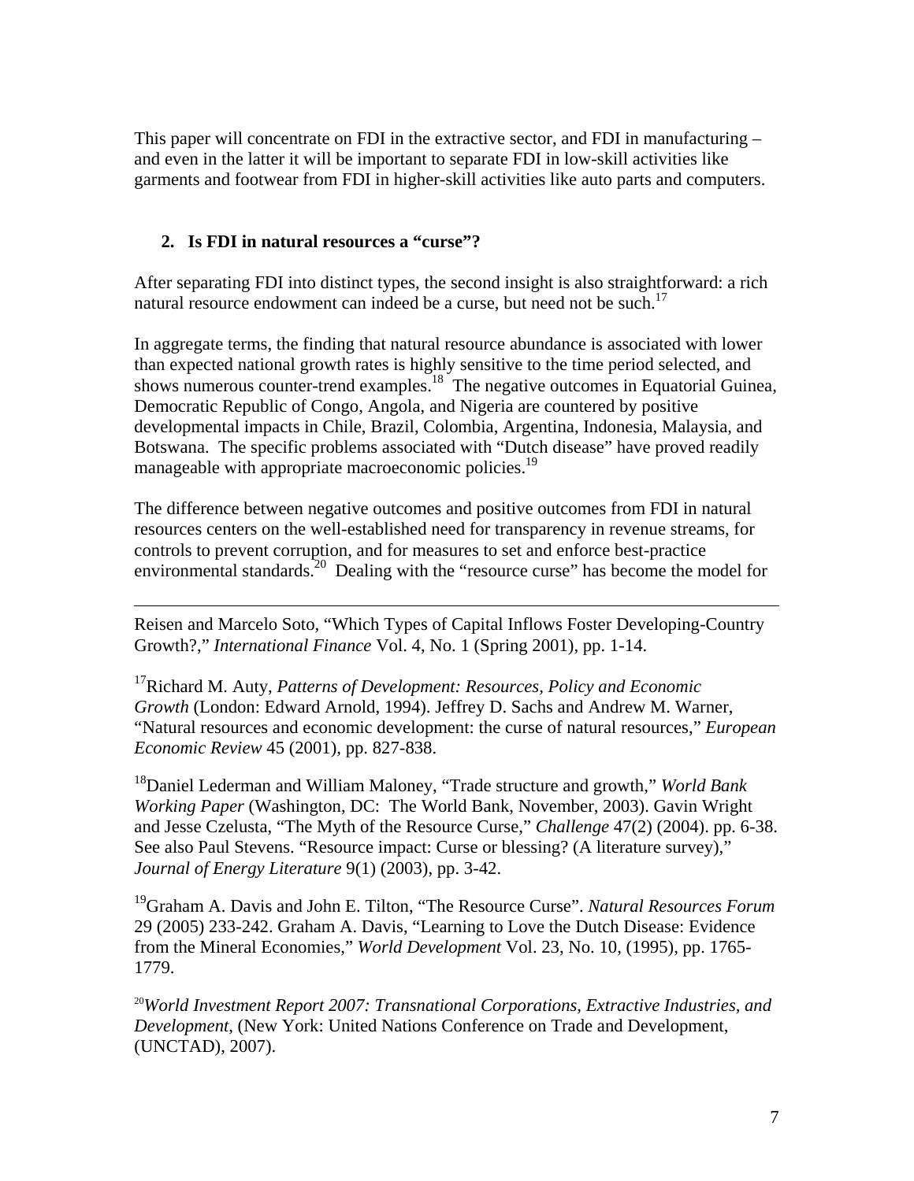This paper will concentrate on FDI in the extractive sector, and FDI in manufacturing – and even in the latter it will be important to separate FDI in low-skill activities like garments and footwear from FDI in higher-skill activities like auto parts and computers.

## 2. Is FDI in natural resources a "curse"?

After separating FDI into distinct types, the second insight is also straightforward: a rich natural resource endowment can indeed be a curse, but need not be such.[17]

In aggregate terms, the finding that natural resource abundance is associated with lower than expected national growth rates is highly sensitive to the time period selected, and shows numerous counter-trend examples.[18] The negative outcomes in Equatorial Guinea, Democratic Republic of Congo, Angola, and Nigeria are countered by positive developmental impacts in Chile, Brazil, Colombia, Argentina, Indonesia, Malaysia, and Botswana. The specific problems associated with "Dutch disease" have proved readily manageable with appropriate macroeconomic policies.[19]

The difference between negative outcomes and positive outcomes from FDI in natural resources centers on the well-established need for transparency in revenue streams, for controls to prevent corruption, and for measures to set and enforce best-practice environmental standards.[20] Dealing with the "resource curse" has become the model for

---

Reisen and Marcelo Soto, "Which Types of Capital Inflows Foster Developing-Country Growth?," *International Finance* Vol. 4, No. 1 (Spring 2001), pp. 1-14.

[17] Richard M. Auty, *Patterns of Development: Resources, Policy and Economic Growth* (London: Edward Arnold, 1994). Jeffrey D. Sachs and Andrew M. Warner, "Natural resources and economic development: the curse of natural resources," *European Economic Review* 45 (2001), pp. 827-838.

[18] Daniel Lederman and William Maloney, "Trade structure and growth," *World Bank Working Paper* (Washington, DC: The World Bank, November, 2003). Gavin Wright and Jesse Czelusta, "The Myth of the Resource Curse," *Challenge* 47(2) (2004). pp. 6-38. See also Paul Stevens. "Resource impact: Curse or blessing? (A literature survey)," *Journal of Energy Literature* 9(1) (2003), pp. 3-42.

[19] Graham A. Davis and John E. Tilton, "The Resource Curse". *Natural Resources Forum* 29 (2005) 233-242. Graham A. Davis, "Learning to Love the Dutch Disease: Evidence from the Mineral Economies," *World Development* Vol. 23, No. 10, (1995), pp. 1765-1779.

[20] *World Investment Report 2007: Transnational Corporations, Extractive Industries, and Development*, (New York: United Nations Conference on Trade and Development, (UNCTAD), 2007).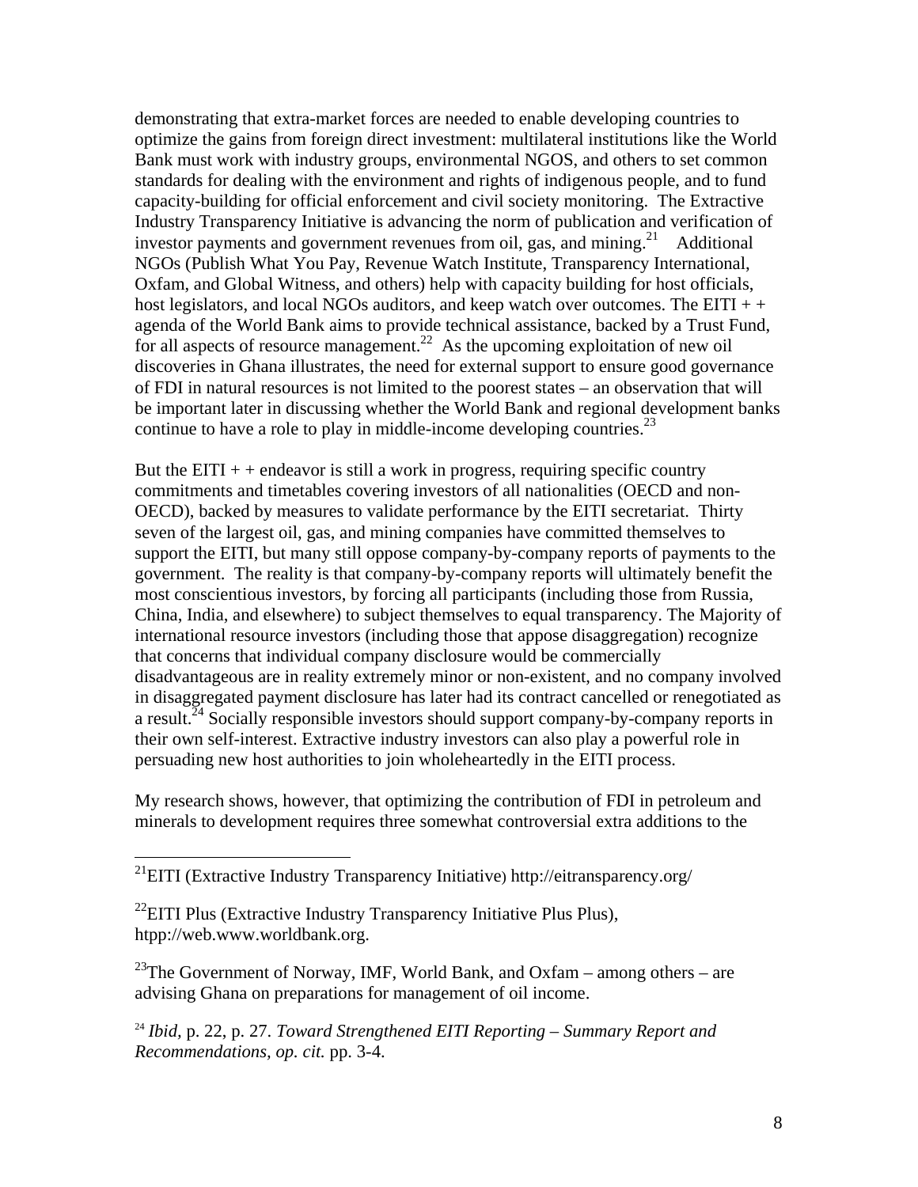demonstrating that extra-market forces are needed to enable developing countries to optimize the gains from foreign direct investment: multilateral institutions like the World Bank must work with industry groups, environmental NGOS, and others to set common standards for dealing with the environment and rights of indigenous people, and to fund capacity-building for official enforcement and civil society monitoring. The Extractive Industry Transparency Initiative is advancing the norm of publication and verification of investor payments and government revenues from oil, gas, and mining.[21] Additional NGOs (Publish What You Pay, Revenue Watch Institute, Transparency International, Oxfam, and Global Witness, and others) help with capacity building for host officials, host legislators, and local NGOs auditors, and keep watch over outcomes. The EITI + + agenda of the World Bank aims to provide technical assistance, backed by a Trust Fund, for all aspects of resource management.[22] As the upcoming exploitation of new oil discoveries in Ghana illustrates, the need for external support to ensure good governance of FDI in natural resources is not limited to the poorest states – an observation that will be important later in discussing whether the World Bank and regional development banks continue to have a role to play in middle-income developing countries.[23]

But the EITI + + endeavor is still a work in progress, requiring specific country commitments and timetables covering investors of all nationalities (OECD and non-OECD), backed by measures to validate performance by the EITI secretariat. Thirty seven of the largest oil, gas, and mining companies have committed themselves to support the EITI, but many still oppose company-by-company reports of payments to the government. The reality is that company-by-company reports will ultimately benefit the most conscientious investors, by forcing all participants (including those from Russia, China, India, and elsewhere) to subject themselves to equal transparency. The Majority of international resource investors (including those that appose disaggregation) recognize that concerns that individual company disclosure would be commercially disadvantageous are in reality extremely minor or non-existent, and no company involved in disaggregated payment disclosure has later had its contract cancelled or renegotiated as a result.[24] Socially responsible investors should support company-by-company reports in their own self-interest. Extractive industry investors can also play a powerful role in persuading new host authorities to join wholeheartedly in the EITI process.

My research shows, however, that optimizing the contribution of FDI in petroleum and minerals to development requires three somewhat controversial extra additions to the

---

[21]EITI (Extractive Industry Transparency Initiative) http://eitransparency.org/

[22]EITI Plus (Extractive Industry Transparency Initiative Plus Plus), htpp://web.www.worldbank.org.

[23]The Government of Norway, IMF, World Bank, and Oxfam – among others – are advising Ghana on preparations for management of oil income.

[24] *Ibid*, p. 22, p. 27. *Toward Strengthened EITI Reporting – Summary Report and Recommendations, op. cit.* pp. 3-4.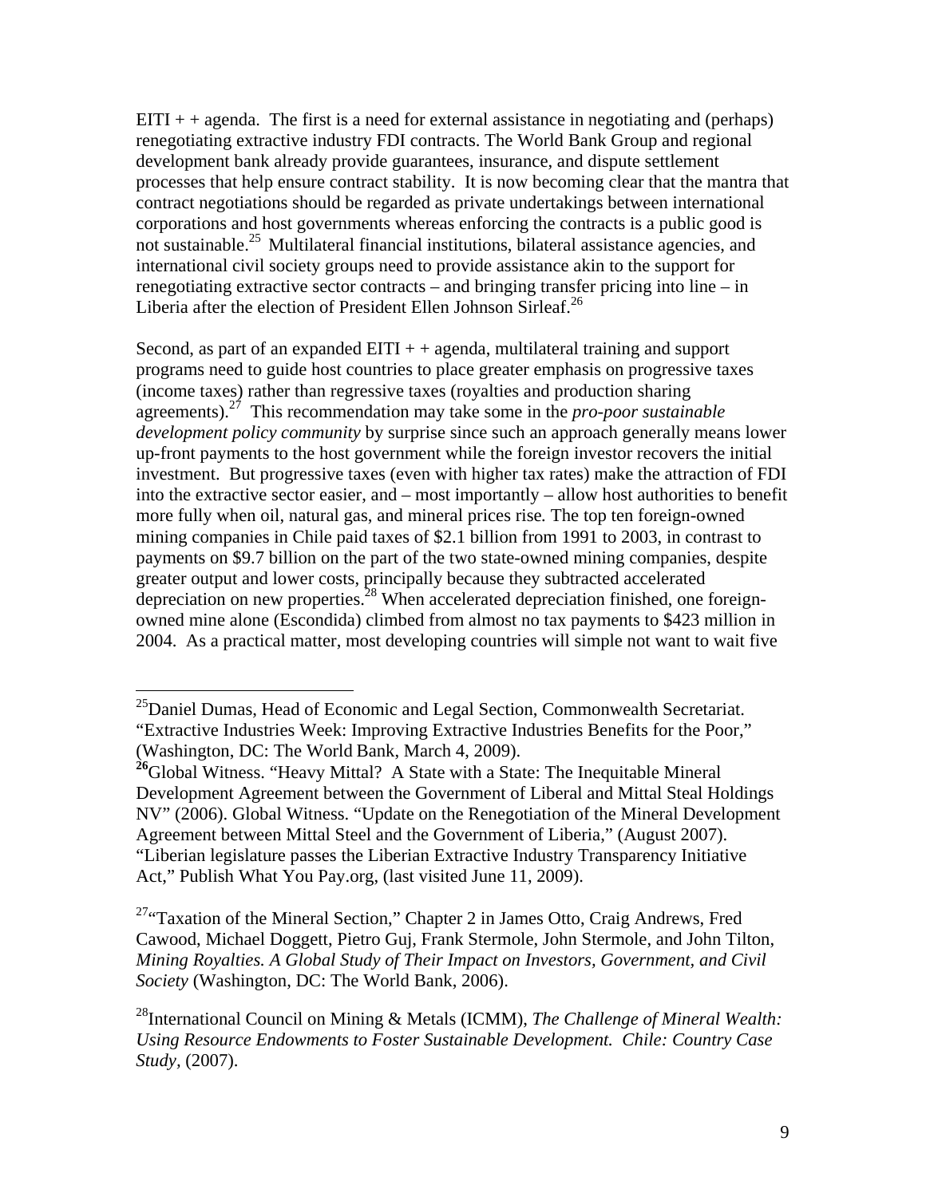EITI + + agenda. The first is a need for external assistance in negotiating and (perhaps) renegotiating extractive industry FDI contracts. The World Bank Group and regional development bank already provide guarantees, insurance, and dispute settlement processes that help ensure contract stability. It is now becoming clear that the mantra that contract negotiations should be regarded as private undertakings between international corporations and host governments whereas enforcing the contracts is a public good is not sustainable.[25] Multilateral financial institutions, bilateral assistance agencies, and international civil society groups need to provide assistance akin to the support for renegotiating extractive sector contracts – and bringing transfer pricing into line – in Liberia after the election of President Ellen Johnson Sirleaf.[26]

Second, as part of an expanded EITI + + agenda, multilateral training and support programs need to guide host countries to place greater emphasis on progressive taxes (income taxes) rather than regressive taxes (royalties and production sharing agreements).[27] This recommendation may take some in the *pro-poor sustainable development policy community* by surprise since such an approach generally means lower up-front payments to the host government while the foreign investor recovers the initial investment. But progressive taxes (even with higher tax rates) make the attraction of FDI into the extractive sector easier, and – most importantly – allow host authorities to benefit more fully when oil, natural gas, and mineral prices rise. The top ten foreign-owned mining companies in Chile paid taxes of $2.1 billion from 1991 to 2003, in contrast to payments on $9.7 billion on the part of the two state-owned mining companies, despite greater output and lower costs, principally because they subtracted accelerated depreciation on new properties.[28] When accelerated depreciation finished, one foreign-owned mine alone (Escondida) climbed from almost no tax payments to $423 million in 2004. As a practical matter, most developing countries will simple not want to wait five

---

[25] Daniel Dumas, Head of Economic and Legal Section, Commonwealth Secretariat. "Extractive Industries Week: Improving Extractive Industries Benefits for the Poor," (Washington, DC: The World Bank, March 4, 2009).

[26] Global Witness. "Heavy Mittal? A State with a State: The Inequitable Mineral Development Agreement between the Government of Liberal and Mittal Steal Holdings NV" (2006). Global Witness. "Update on the Renegotiation of the Mineral Development Agreement between Mittal Steel and the Government of Liberia," (August 2007). "Liberian legislature passes the Liberian Extractive Industry Transparency Initiative Act," Publish What You Pay.org, (last visited June 11, 2009).

[27] "Taxation of the Mineral Section," Chapter 2 in James Otto, Craig Andrews, Fred Cawood, Michael Doggett, Pietro Guj, Frank Stermole, John Stermole, and John Tilton, *Mining Royalties. A Global Study of Their Impact on Investors, Government, and Civil Society* (Washington, DC: The World Bank, 2006).

[28] International Council on Mining & Metals (ICMM), *The Challenge of Mineral Wealth: Using Resource Endowments to Foster Sustainable Development. Chile: Country Case Study*, (2007).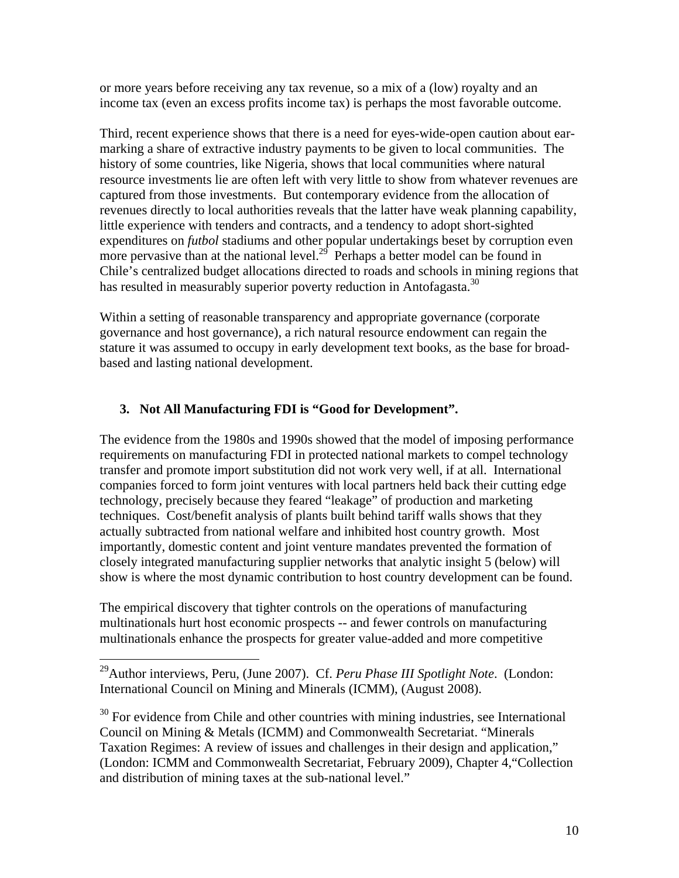or more years before receiving any tax revenue, so a mix of a (low) royalty and an income tax (even an excess profits income tax) is perhaps the most favorable outcome.

Third, recent experience shows that there is a need for eyes-wide-open caution about ear-marking a share of extractive industry payments to be given to local communities. The history of some countries, like Nigeria, shows that local communities where natural resource investments lie are often left with very little to show from whatever revenues are captured from those investments. But contemporary evidence from the allocation of revenues directly to local authorities reveals that the latter have weak planning capability, little experience with tenders and contracts, and a tendency to adopt short-sighted expenditures on *futbol* stadiums and other popular undertakings beset by corruption even more pervasive than at the national level.[29] Perhaps a better model can be found in Chile's centralized budget allocations directed to roads and schools in mining regions that has resulted in measurably superior poverty reduction in Antofagasta.[30]

Within a setting of reasonable transparency and appropriate governance (corporate governance and host governance), a rich natural resource endowment can regain the stature it was assumed to occupy in early development text books, as the base for broad-based and lasting national development.

## 3. Not All Manufacturing FDI is "Good for Development".

The evidence from the 1980s and 1990s showed that the model of imposing performance requirements on manufacturing FDI in protected national markets to compel technology transfer and promote import substitution did not work very well, if at all. International companies forced to form joint ventures with local partners held back their cutting edge technology, precisely because they feared "leakage" of production and marketing techniques. Cost/benefit analysis of plants built behind tariff walls shows that they actually subtracted from national welfare and inhibited host country growth. Most importantly, domestic content and joint venture mandates prevented the formation of closely integrated manufacturing supplier networks that analytic insight 5 (below) will show is where the most dynamic contribution to host country development can be found.

The empirical discovery that tighter controls on the operations of manufacturing multinationals hurt host economic prospects -- and fewer controls on manufacturing multinationals enhance the prospects for greater value-added and more competitive

[29] Author interviews, Peru, (June 2007). Cf. *Peru Phase III Spotlight Note*. (London: International Council on Mining and Minerals (ICMM), (August 2008).

[30] For evidence from Chile and other countries with mining industries, see International Council on Mining & Metals (ICMM) and Commonwealth Secretariat. "Minerals Taxation Regimes: A review of issues and challenges in their design and application," (London: ICMM and Commonwealth Secretariat, February 2009), Chapter 4,"Collection and distribution of mining taxes at the sub-national level."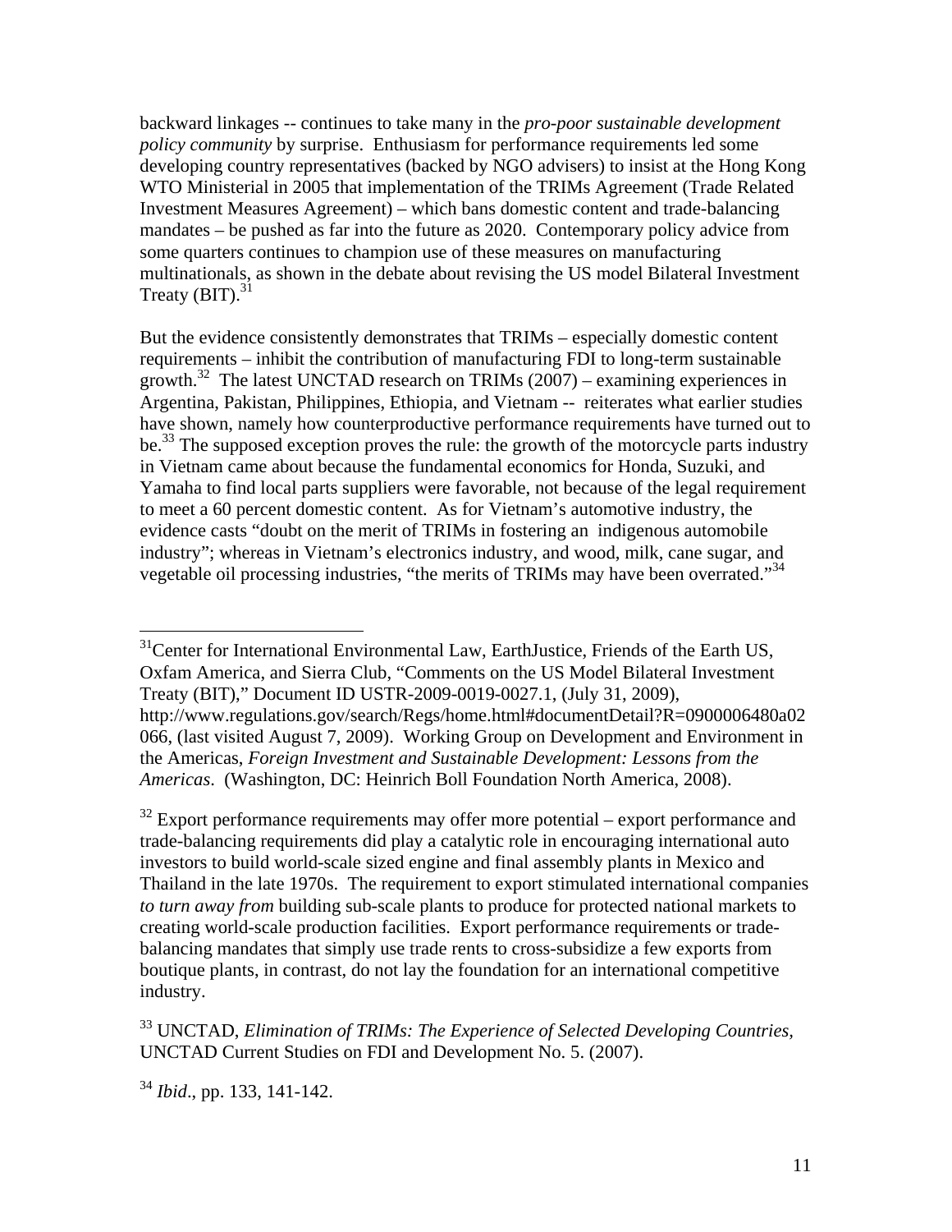backward linkages -- continues to take many in the *pro-poor sustainable development policy community* by surprise. Enthusiasm for performance requirements led some developing country representatives (backed by NGO advisers) to insist at the Hong Kong WTO Ministerial in 2005 that implementation of the TRIMs Agreement (Trade Related Investment Measures Agreement) – which bans domestic content and trade-balancing mandates – be pushed as far into the future as 2020. Contemporary policy advice from some quarters continues to champion use of these measures on manufacturing multinationals, as shown in the debate about revising the US model Bilateral Investment Treaty (BIT).[31]

But the evidence consistently demonstrates that TRIMs – especially domestic content requirements – inhibit the contribution of manufacturing FDI to long-term sustainable growth.[32] The latest UNCTAD research on TRIMs (2007) – examining experiences in Argentina, Pakistan, Philippines, Ethiopia, and Vietnam -- reiterates what earlier studies have shown, namely how counterproductive performance requirements have turned out to be.[33] The supposed exception proves the rule: the growth of the motorcycle parts industry in Vietnam came about because the fundamental economics for Honda, Suzuki, and Yamaha to find local parts suppliers were favorable, not because of the legal requirement to meet a 60 percent domestic content. As for Vietnam's automotive industry, the evidence casts "doubt on the merit of TRIMs in fostering an indigenous automobile industry"; whereas in Vietnam's electronics industry, and wood, milk, cane sugar, and vegetable oil processing industries, "the merits of TRIMs may have been overrated."[34]

---

[31] Center for International Environmental Law, EarthJustice, Friends of the Earth US, Oxfam America, and Sierra Club, "Comments on the US Model Bilateral Investment Treaty (BIT)," Document ID USTR-2009-0019-0027.1, (July 31, 2009), http://www.regulations.gov/search/Regs/home.html#documentDetail?R=0900006480a02066, (last visited August 7, 2009). Working Group on Development and Environment in the Americas, *Foreign Investment and Sustainable Development: Lessons from the Americas*. (Washington, DC: Heinrich Boll Foundation North America, 2008).

[32] Export performance requirements may offer more potential – export performance and trade-balancing requirements did play a catalytic role in encouraging international auto investors to build world-scale sized engine and final assembly plants in Mexico and Thailand in the late 1970s. The requirement to export stimulated international companies *to turn away from* building sub-scale plants to produce for protected national markets to creating world-scale production facilities. Export performance requirements or trade-balancing mandates that simply use trade rents to cross-subsidize a few exports from boutique plants, in contrast, do not lay the foundation for an international competitive industry.

[33] UNCTAD, *Elimination of TRIMs: The Experience of Selected Developing Countries*, UNCTAD Current Studies on FDI and Development No. 5. (2007).

[34] *Ibid*., pp. 133, 141-142.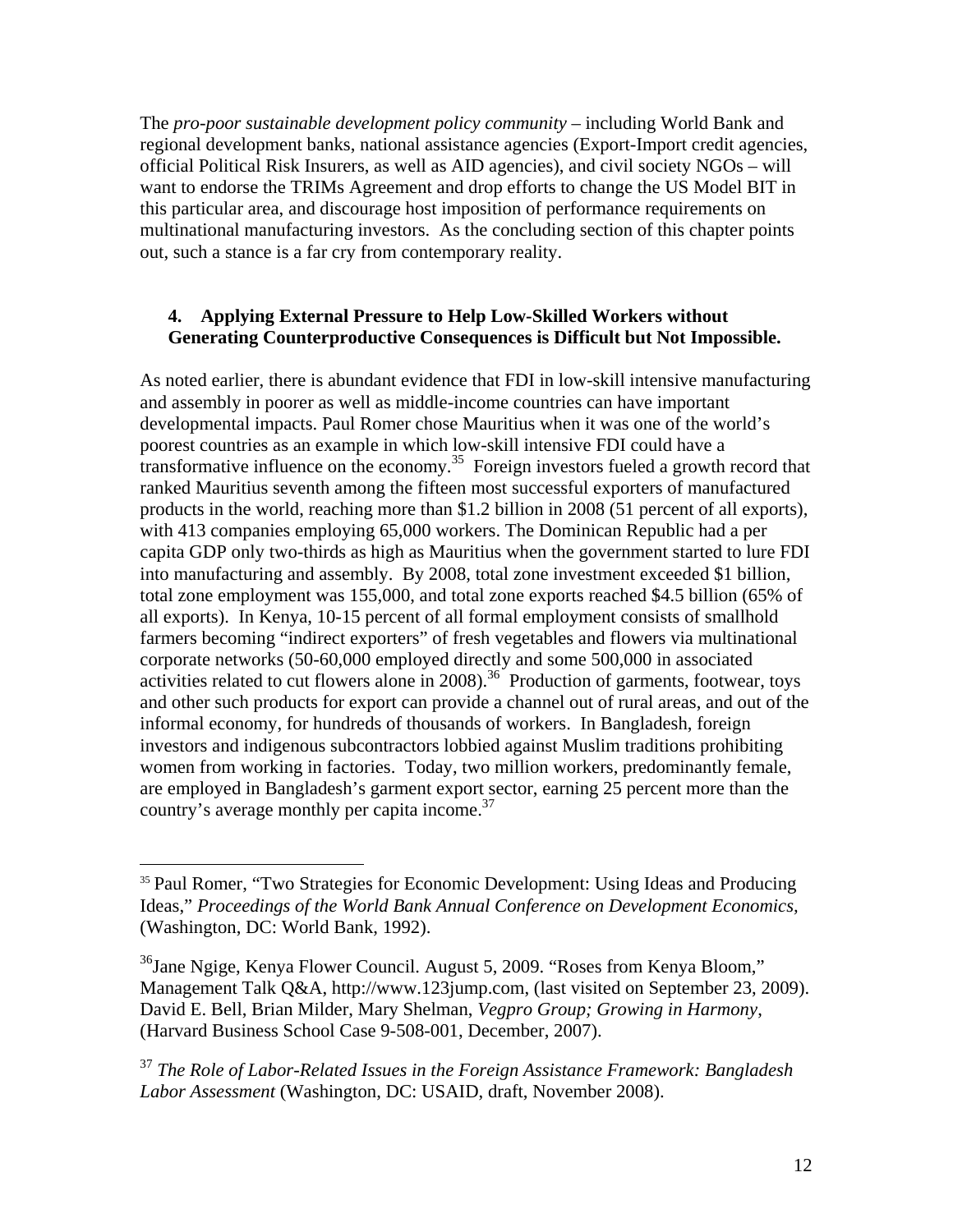The *pro-poor sustainable development policy community* – including World Bank and regional development banks, national assistance agencies (Export-Import credit agencies, official Political Risk Insurers, as well as AID agencies), and civil society NGOs – will want to endorse the TRIMs Agreement and drop efforts to change the US Model BIT in this particular area, and discourage host imposition of performance requirements on multinational manufacturing investors. As the concluding section of this chapter points out, such a stance is a far cry from contemporary reality.

### 4. Applying External Pressure to Help Low-Skilled Workers without Generating Counterproductive Consequences is Difficult but Not Impossible.

As noted earlier, there is abundant evidence that FDI in low-skill intensive manufacturing and assembly in poorer as well as middle-income countries can have important developmental impacts. Paul Romer chose Mauritius when it was one of the world's poorest countries as an example in which low-skill intensive FDI could have a transformative influence on the economy.[35] Foreign investors fueled a growth record that ranked Mauritius seventh among the fifteen most successful exporters of manufactured products in the world, reaching more than $1.2 billion in 2008 (51 percent of all exports), with 413 companies employing 65,000 workers. The Dominican Republic had a per capita GDP only two-thirds as high as Mauritius when the government started to lure FDI into manufacturing and assembly. By 2008, total zone investment exceeded $1 billion, total zone employment was 155,000, and total zone exports reached $4.5 billion (65% of all exports). In Kenya, 10-15 percent of all formal employment consists of smallhold farmers becoming "indirect exporters" of fresh vegetables and flowers via multinational corporate networks (50-60,000 employed directly and some 500,000 in associated activities related to cut flowers alone in 2008).[36] Production of garments, footwear, toys and other such products for export can provide a channel out of rural areas, and out of the informal economy, for hundreds of thousands of workers. In Bangladesh, foreign investors and indigenous subcontractors lobbied against Muslim traditions prohibiting women from working in factories. Today, two million workers, predominantly female, are employed in Bangladesh's garment export sector, earning 25 percent more than the country's average monthly per capita income.[37]

---

[35] Paul Romer, "Two Strategies for Economic Development: Using Ideas and Producing Ideas," *Proceedings of the World Bank Annual Conference on Development Economics*, (Washington, DC: World Bank, 1992).

[36] Jane Ngige, Kenya Flower Council. August 5, 2009. "Roses from Kenya Bloom," Management Talk Q&A, http://www.123jump.com, (last visited on September 23, 2009). David E. Bell, Brian Milder, Mary Shelman, *Vegpro Group; Growing in Harmony*, (Harvard Business School Case 9-508-001, December, 2007).

[37] *The Role of Labor-Related Issues in the Foreign Assistance Framework: Bangladesh Labor Assessment* (Washington, DC: USAID, draft, November 2008).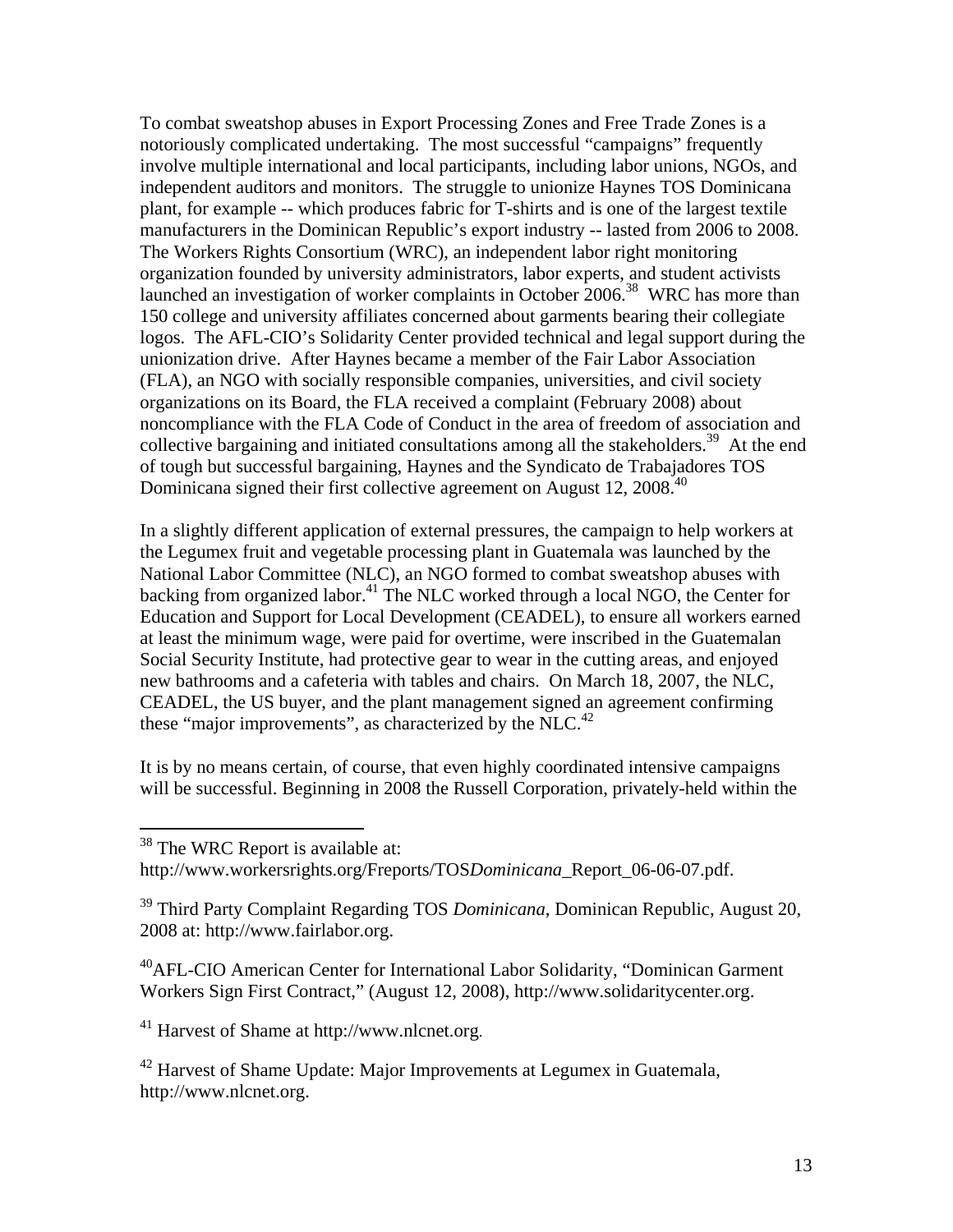To combat sweatshop abuses in Export Processing Zones and Free Trade Zones is a notoriously complicated undertaking. The most successful "campaigns" frequently involve multiple international and local participants, including labor unions, NGOs, and independent auditors and monitors. The struggle to unionize Haynes TOS Dominicana plant, for example -- which produces fabric for T-shirts and is one of the largest textile manufacturers in the Dominican Republic's export industry -- lasted from 2006 to 2008. The Workers Rights Consortium (WRC), an independent labor right monitoring organization founded by university administrators, labor experts, and student activists launched an investigation of worker complaints in October 2006.[38] WRC has more than 150 college and university affiliates concerned about garments bearing their collegiate logos. The AFL-CIO's Solidarity Center provided technical and legal support during the unionization drive. After Haynes became a member of the Fair Labor Association (FLA), an NGO with socially responsible companies, universities, and civil society organizations on its Board, the FLA received a complaint (February 2008) about noncompliance with the FLA Code of Conduct in the area of freedom of association and collective bargaining and initiated consultations among all the stakeholders.[39] At the end of tough but successful bargaining, Haynes and the Syndicato de Trabajadores TOS Dominicana signed their first collective agreement on August 12, 2008.[40]

In a slightly different application of external pressures, the campaign to help workers at the Legumex fruit and vegetable processing plant in Guatemala was launched by the National Labor Committee (NLC), an NGO formed to combat sweatshop abuses with backing from organized labor.[41] The NLC worked through a local NGO, the Center for Education and Support for Local Development (CEADEL), to ensure all workers earned at least the minimum wage, were paid for overtime, were inscribed in the Guatemalan Social Security Institute, had protective gear to wear in the cutting areas, and enjoyed new bathrooms and a cafeteria with tables and chairs. On March 18, 2007, the NLC, CEADEL, the US buyer, and the plant management signed an agreement confirming these "major improvements", as characterized by the NLC.[42]

It is by no means certain, of course, that even highly coordinated intensive campaigns will be successful. Beginning in 2008 the Russell Corporation, privately-held within the

---

[38] The WRC Report is available at: http://www.workersrights.org/Freports/TOS*Dominicana*_Report_06-06-07.pdf.

[39] Third Party Complaint Regarding TOS *Dominicana*, Dominican Republic, August 20, 2008 at: http://www.fairlabor.org.

[40] AFL-CIO American Center for International Labor Solidarity, "Dominican Garment Workers Sign First Contract," (August 12, 2008), http://www.solidaritycenter.org.

[41] Harvest of Shame at http://www.nlcnet.org.

[42] Harvest of Shame Update: Major Improvements at Legumex in Guatemala, http://www.nlcnet.org.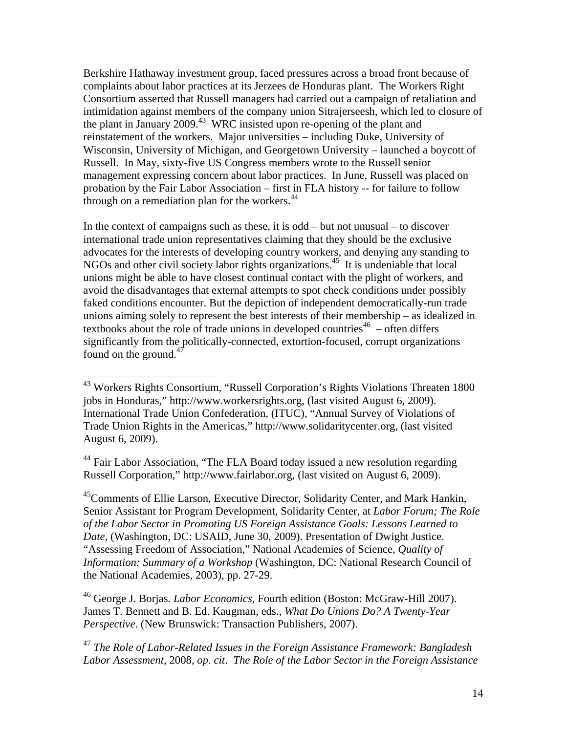Berkshire Hathaway investment group, faced pressures across a broad front because of complaints about labor practices at its Jerzees de Honduras plant. The Workers Right Consortium asserted that Russell managers had carried out a campaign of retaliation and intimidation against members of the company union Sitrajerseesh, which led to closure of the plant in January 2009.[43] WRC insisted upon re-opening of the plant and reinstatement of the workers. Major universities – including Duke, University of Wisconsin, University of Michigan, and Georgetown University – launched a boycott of Russell. In May, sixty-five US Congress members wrote to the Russell senior management expressing concern about labor practices. In June, Russell was placed on probation by the Fair Labor Association – first in FLA history -- for failure to follow through on a remediation plan for the workers.[44]

In the context of campaigns such as these, it is odd – but not unusual – to discover international trade union representatives claiming that they should be the exclusive advocates for the interests of developing country workers, and denying any standing to NGOs and other civil society labor rights organizations.[45] It is undeniable that local unions might be able to have closest continual contact with the plight of workers, and avoid the disadvantages that external attempts to spot check conditions under possibly faked conditions encounter. But the depiction of independent democratically-run trade unions aiming solely to represent the best interests of their membership – as idealized in textbooks about the role of trade unions in developed countries[46] – often differs significantly from the politically-connected, extortion-focused, corrupt organizations found on the ground.[47]

---

[43] Workers Rights Consortium, "Russell Corporation's Rights Violations Threaten 1800 jobs in Honduras," http://www.workersrights.org, (last visited August 6, 2009). International Trade Union Confederation, (ITUC), "Annual Survey of Violations of Trade Union Rights in the Americas," http://www.solidaritycenter.org, (last visited August 6, 2009).

[44] Fair Labor Association, "The FLA Board today issued a new resolution regarding Russell Corporation," http://www.fairlabor.org, (last visited on August 6, 2009).

[45] Comments of Ellie Larson, Executive Director, Solidarity Center, and Mark Hankin, Senior Assistant for Program Development, Solidarity Center, at *Labor Forum; The Role of the Labor Sector in Promoting US Foreign Assistance Goals: Lessons Learned to Date*, (Washington, DC: USAID, June 30, 2009). Presentation of Dwight Justice. "Assessing Freedom of Association," National Academies of Science, *Quality of Information: Summary of a Workshop* (Washington, DC: National Research Council of the National Academies, 2003), pp. 27-29.

[46] George J. Borjas. *Labor Economics*, Fourth edition (Boston: McGraw-Hill 2007). James T. Bennett and B. Ed. Kaugman, eds., *What Do Unions Do? A Twenty-Year Perspective*. (New Brunswick: Transaction Publishers, 2007).

[47] *The Role of Labor-Related Issues in the Foreign Assistance Framework: Bangladesh Labor Assessment*, 2008, *op. cit*. *The Role of the Labor Sector in the Foreign Assistance*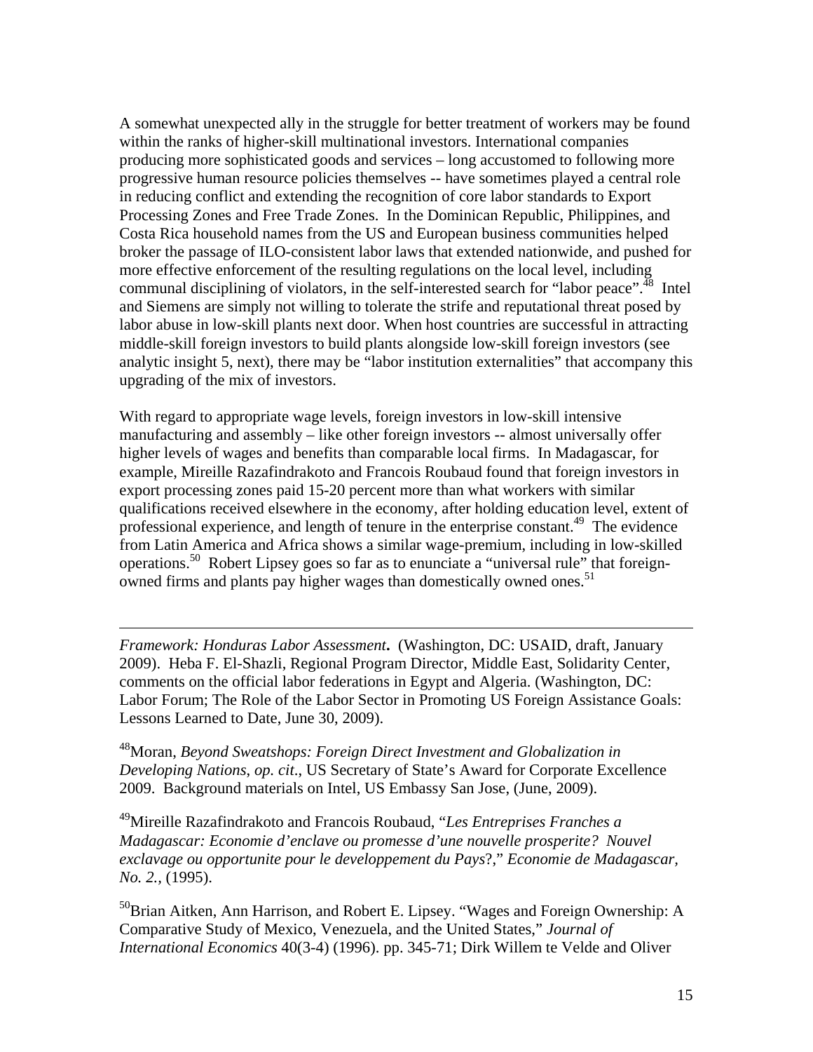A somewhat unexpected ally in the struggle for better treatment of workers may be found within the ranks of higher-skill multinational investors. International companies producing more sophisticated goods and services – long accustomed to following more progressive human resource policies themselves -- have sometimes played a central role in reducing conflict and extending the recognition of core labor standards to Export Processing Zones and Free Trade Zones. In the Dominican Republic, Philippines, and Costa Rica household names from the US and European business communities helped broker the passage of ILO-consistent labor laws that extended nationwide, and pushed for more effective enforcement of the resulting regulations on the local level, including communal disciplining of violators, in the self-interested search for "labor peace".[48] Intel and Siemens are simply not willing to tolerate the strife and reputational threat posed by labor abuse in low-skill plants next door. When host countries are successful in attracting middle-skill foreign investors to build plants alongside low-skill foreign investors (see analytic insight 5, next), there may be "labor institution externalities" that accompany this upgrading of the mix of investors.

With regard to appropriate wage levels, foreign investors in low-skill intensive manufacturing and assembly – like other foreign investors -- almost universally offer higher levels of wages and benefits than comparable local firms. In Madagascar, for example, Mireille Razafindrakoto and Francois Roubaud found that foreign investors in export processing zones paid 15-20 percent more than what workers with similar qualifications received elsewhere in the economy, after holding education level, extent of professional experience, and length of tenure in the enterprise constant.[49] The evidence from Latin America and Africa shows a similar wage-premium, including in low-skilled operations.[50] Robert Lipsey goes so far as to enunciate a "universal rule" that foreign-owned firms and plants pay higher wages than domestically owned ones.[51]

---

*Framework: Honduras Labor Assessment***.** (Washington, DC: USAID, draft, January 2009). Heba F. El-Shazli, Regional Program Director, Middle East, Solidarity Center, comments on the official labor federations in Egypt and Algeria. (Washington, DC: Labor Forum; The Role of the Labor Sector in Promoting US Foreign Assistance Goals: Lessons Learned to Date, June 30, 2009).

[48]Moran, *Beyond Sweatshops: Foreign Direct Investment and Globalization in Developing Nations*, *op. cit*., US Secretary of State's Award for Corporate Excellence 2009. Background materials on Intel, US Embassy San Jose, (June, 2009).

[49]Mireille Razafindrakoto and Francois Roubaud, "*Les Entreprises Franches a Madagascar: Economie d'enclave ou promesse d'une nouvelle prosperite? Nouvel exclavage ou opportunite pour le developpement du Pays*?," *Economie de Madagascar, No. 2.*, (1995).

[50]Brian Aitken, Ann Harrison, and Robert E. Lipsey. "Wages and Foreign Ownership: A Comparative Study of Mexico, Venezuela, and the United States," *Journal of International Economics* 40(3-4) (1996). pp. 345-71; Dirk Willem te Velde and Oliver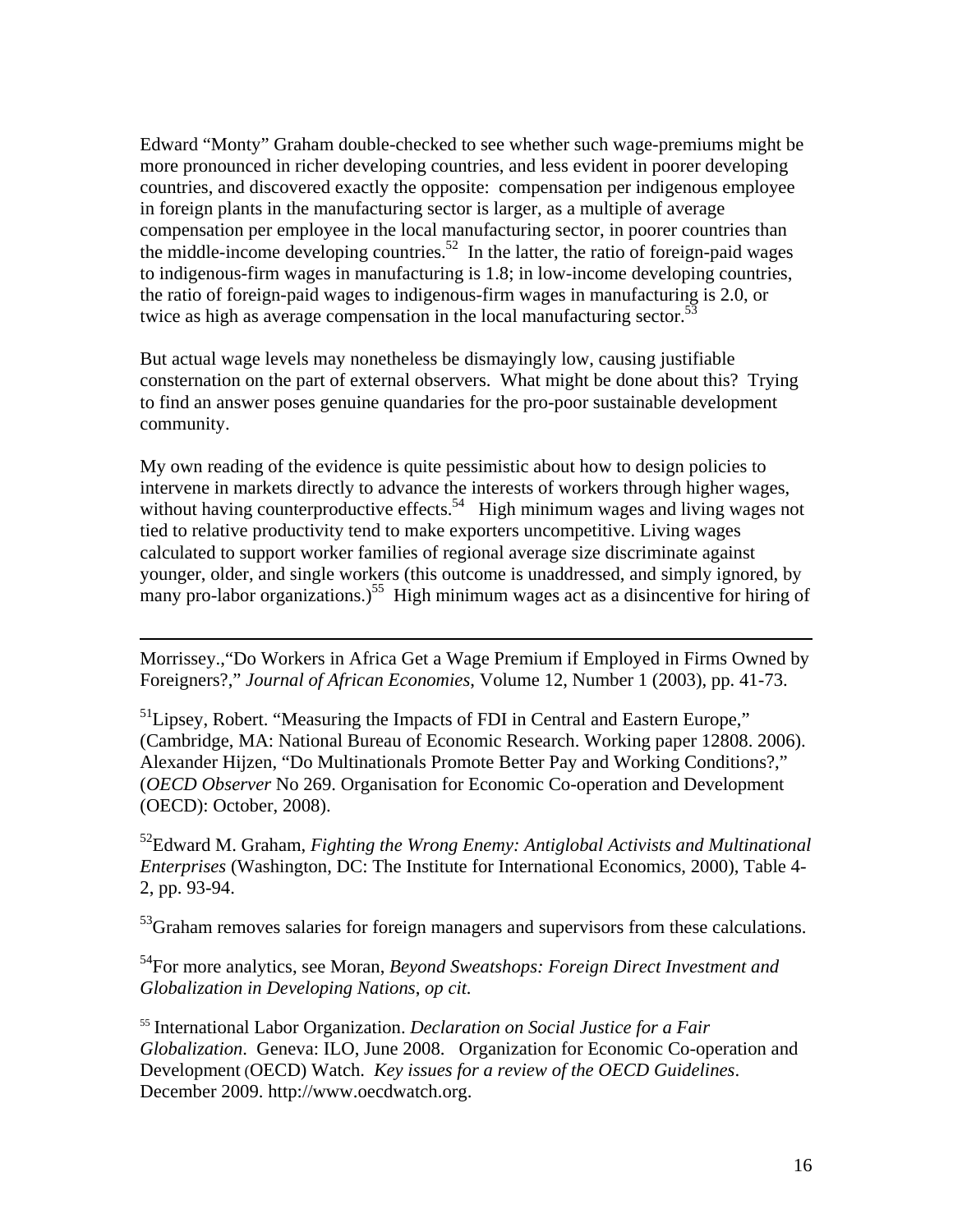Edward "Monty" Graham double-checked to see whether such wage-premiums might be more pronounced in richer developing countries, and less evident in poorer developing countries, and discovered exactly the opposite: compensation per indigenous employee in foreign plants in the manufacturing sector is larger, as a multiple of average compensation per employee in the local manufacturing sector, in poorer countries than the middle-income developing countries.[52] In the latter, the ratio of foreign-paid wages to indigenous-firm wages in manufacturing is 1.8; in low-income developing countries, the ratio of foreign-paid wages to indigenous-firm wages in manufacturing is 2.0, or twice as high as average compensation in the local manufacturing sector.[53]

But actual wage levels may nonetheless be dismayingly low, causing justifiable consternation on the part of external observers. What might be done about this? Trying to find an answer poses genuine quandaries for the pro-poor sustainable development community.

My own reading of the evidence is quite pessimistic about how to design policies to intervene in markets directly to advance the interests of workers through higher wages, without having counterproductive effects.[54] High minimum wages and living wages not tied to relative productivity tend to make exporters uncompetitive. Living wages calculated to support worker families of regional average size discriminate against younger, older, and single workers (this outcome is unaddressed, and simply ignored, by many pro-labor organizations.)[55] High minimum wages act as a disincentive for hiring of

---

Morrissey.,"Do Workers in Africa Get a Wage Premium if Employed in Firms Owned by Foreigners?," *Journal of African Economies*, Volume 12, Number 1 (2003), pp. 41-73.

[51]Lipsey, Robert. "Measuring the Impacts of FDI in Central and Eastern Europe," (Cambridge, MA: National Bureau of Economic Research. Working paper 12808. 2006). Alexander Hijzen, "Do Multinationals Promote Better Pay and Working Conditions?," (*OECD Observer* No 269. Organisation for Economic Co-operation and Development (OECD): October, 2008).

[52]Edward M. Graham, *Fighting the Wrong Enemy: Antiglobal Activists and Multinational Enterprises* (Washington, DC: The Institute for International Economics, 2000), Table 4-2, pp. 93-94.

[53]Graham removes salaries for foreign managers and supervisors from these calculations.

[54]For more analytics, see Moran, *Beyond Sweatshops: Foreign Direct Investment and Globalization in Developing Nations*, *op cit*.

[55] International Labor Organization. *Declaration on Social Justice for a Fair Globalization*. Geneva: ILO, June 2008. Organization for Economic Co-operation and Development (OECD) Watch. *Key issues for a review of the OECD Guidelines*. December 2009. http://www.oecdwatch.org.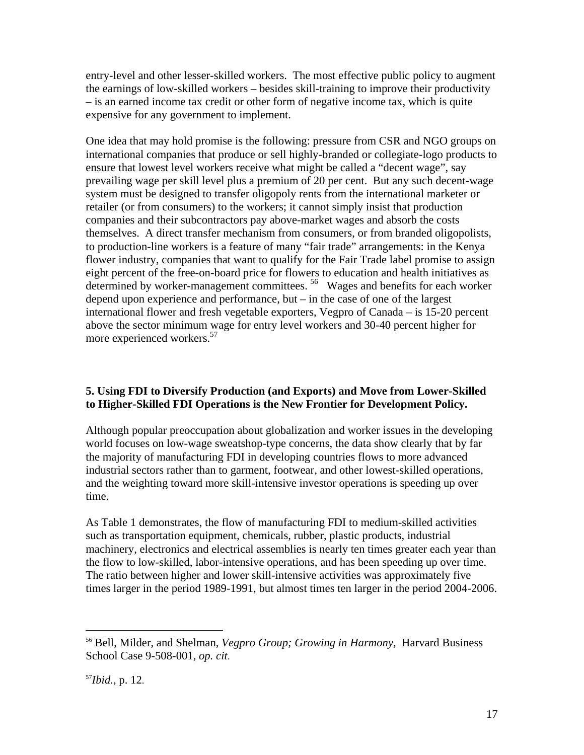entry-level and other lesser-skilled workers. The most effective public policy to augment the earnings of low-skilled workers – besides skill-training to improve their productivity – is an earned income tax credit or other form of negative income tax, which is quite expensive for any government to implement.

One idea that may hold promise is the following: pressure from CSR and NGO groups on international companies that produce or sell highly-branded or collegiate-logo products to ensure that lowest level workers receive what might be called a "decent wage", say prevailing wage per skill level plus a premium of 20 per cent. But any such decent-wage system must be designed to transfer oligopoly rents from the international marketer or retailer (or from consumers) to the workers; it cannot simply insist that production companies and their subcontractors pay above-market wages and absorb the costs themselves. A direct transfer mechanism from consumers, or from branded oligopolists, to production-line workers is a feature of many "fair trade" arrangements: in the Kenya flower industry, companies that want to qualify for the Fair Trade label promise to assign eight percent of the free-on-board price for flowers to education and health initiatives as determined by worker-management committees. [56] Wages and benefits for each worker depend upon experience and performance, but – in the case of one of the largest international flower and fresh vegetable exporters, Vegpro of Canada – is 15-20 percent above the sector minimum wage for entry level workers and 30-40 percent higher for more experienced workers.[57]

**5. Using FDI to Diversify Production (and Exports) and Move from Lower-Skilled to Higher-Skilled FDI Operations is the New Frontier for Development Policy.**

Although popular preoccupation about globalization and worker issues in the developing world focuses on low-wage sweatshop-type concerns, the data show clearly that by far the majority of manufacturing FDI in developing countries flows to more advanced industrial sectors rather than to garment, footwear, and other lowest-skilled operations, and the weighting toward more skill-intensive investor operations is speeding up over time.

As Table 1 demonstrates, the flow of manufacturing FDI to medium-skilled activities such as transportation equipment, chemicals, rubber, plastic products, industrial machinery, electronics and electrical assemblies is nearly ten times greater each year than the flow to low-skilled, labor-intensive operations, and has been speeding up over time. The ratio between higher and lower skill-intensive activities was approximately five times larger in the period 1989-1991, but almost times ten larger in the period 2004-2006.

---

[56] Bell, Milder, and Shelman, *Vegpro Group; Growing in Harmony*, Harvard Business School Case 9-508-001, *op. cit.*

[57] *Ibid.*, p. 12.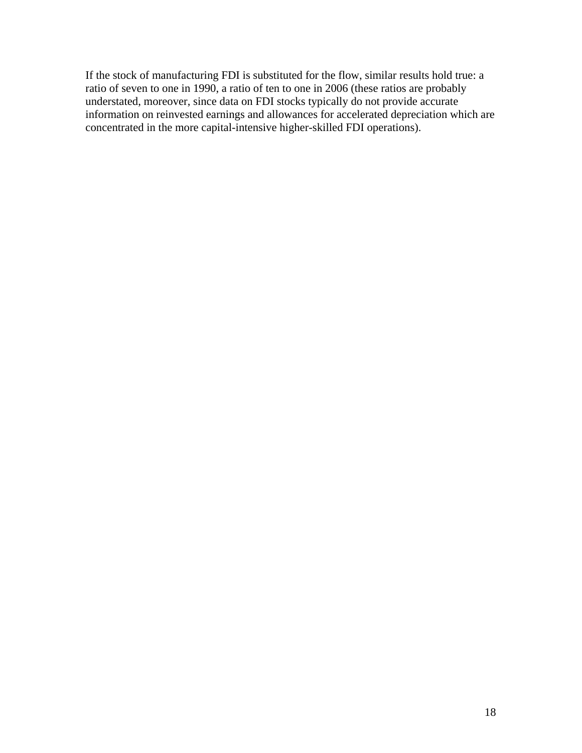If the stock of manufacturing FDI is substituted for the flow, similar results hold true: a ratio of seven to one in 1990, a ratio of ten to one in 2006 (these ratios are probably understated, moreover, since data on FDI stocks typically do not provide accurate information on reinvested earnings and allowances for accelerated depreciation which are concentrated in the more capital-intensive higher-skilled FDI operations).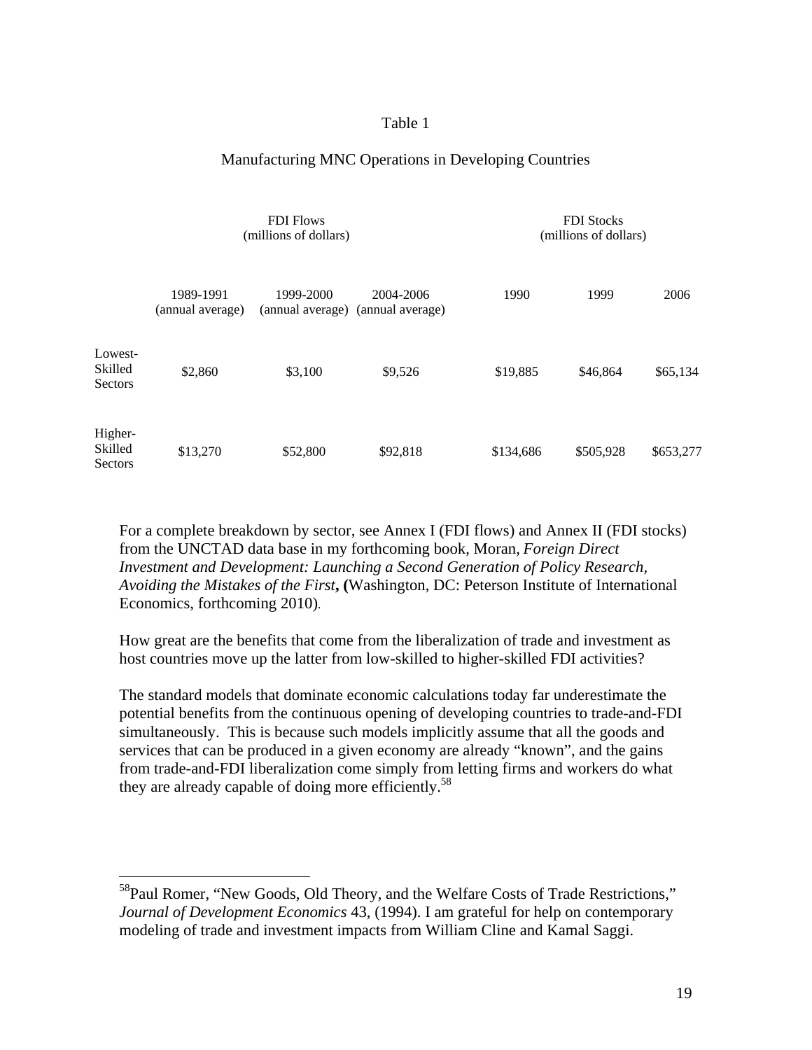Table 1

Manufacturing MNC Operations in Developing Countries

| | FDI Flows (millions of dollars) | | | FDI Stocks (millions of dollars) | | |
|---|---|---|---|---|---|---|
| | 1989-1991 (annual average) | 1999-2000 (annual average) | 2004-2006 (annual average) | 1990 | 1999 | 2006 |
| Lowest-Skilled Sectors | $2,860 | $3,100 | $9,526 | $19,885 | $46,864 | $65,134 |
| Higher-Skilled Sectors | $13,270 | $52,800 | $92,818 | $134,686 | $505,928 | $653,277 |

For a complete breakdown by sector, see Annex I (FDI flows) and Annex II (FDI stocks) from the UNCTAD data base in my forthcoming book, Moran, *Foreign Direct Investment and Development: Launching a Second Generation of Policy Research, Avoiding the Mistakes of the First*, **(**Washington, DC: Peterson Institute of International Economics, forthcoming 2010).

How great are the benefits that come from the liberalization of trade and investment as host countries move up the latter from low-skilled to higher-skilled FDI activities?

The standard models that dominate economic calculations today far underestimate the potential benefits from the continuous opening of developing countries to trade-and-FDI simultaneously. This is because such models implicitly assume that all the goods and services that can be produced in a given economy are already "known", and the gains from trade-and-FDI liberalization come simply from letting firms and workers do what they are already capable of doing more efficiently.[58]

[58]Paul Romer, "New Goods, Old Theory, and the Welfare Costs of Trade Restrictions," *Journal of Development Economics* 43, (1994). I am grateful for help on contemporary modeling of trade and investment impacts from William Cline and Kamal Saggi.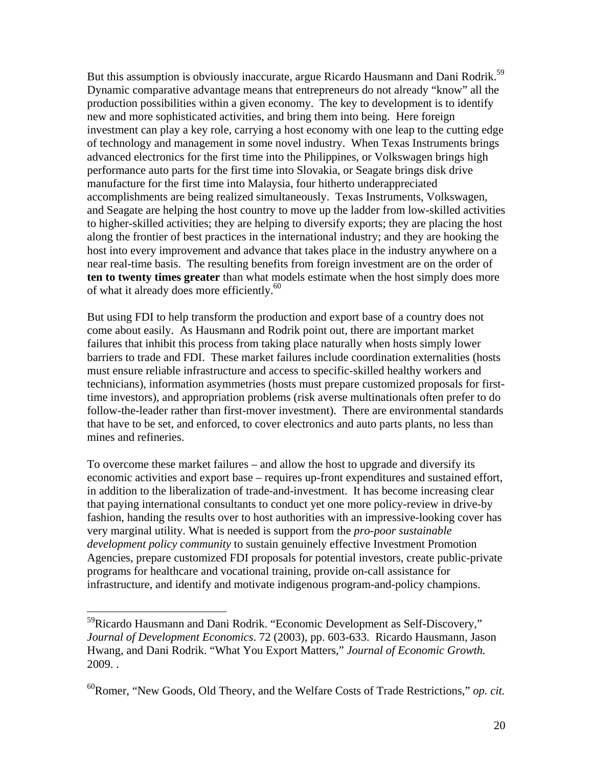But this assumption is obviously inaccurate, argue Ricardo Hausmann and Dani Rodrik.[59] Dynamic comparative advantage means that entrepreneurs do not already "know" all the production possibilities within a given economy. The key to development is to identify new and more sophisticated activities, and bring them into being. Here foreign investment can play a key role, carrying a host economy with one leap to the cutting edge of technology and management in some novel industry. When Texas Instruments brings advanced electronics for the first time into the Philippines, or Volkswagen brings high performance auto parts for the first time into Slovakia, or Seagate brings disk drive manufacture for the first time into Malaysia, four hitherto underappreciated accomplishments are being realized simultaneously. Texas Instruments, Volkswagen, and Seagate are helping the host country to move up the ladder from low-skilled activities to higher-skilled activities; they are helping to diversify exports; they are placing the host along the frontier of best practices in the international industry; and they are hooking the host into every improvement and advance that takes place in the industry anywhere on a near real-time basis. The resulting benefits from foreign investment are on the order of **ten to twenty times greater** than what models estimate when the host simply does more of what it already does more efficiently.[60]

But using FDI to help transform the production and export base of a country does not come about easily. As Hausmann and Rodrik point out, there are important market failures that inhibit this process from taking place naturally when hosts simply lower barriers to trade and FDI. These market failures include coordination externalities (hosts must ensure reliable infrastructure and access to specific-skilled healthy workers and technicians), information asymmetries (hosts must prepare customized proposals for first-time investors), and appropriation problems (risk averse multinationals often prefer to do follow-the-leader rather than first-mover investment). There are environmental standards that have to be set, and enforced, to cover electronics and auto parts plants, no less than mines and refineries.

To overcome these market failures – and allow the host to upgrade and diversify its economic activities and export base – requires up-front expenditures and sustained effort, in addition to the liberalization of trade-and-investment. It has become increasing clear that paying international consultants to conduct yet one more policy-review in drive-by fashion, handing the results over to host authorities with an impressive-looking cover has very marginal utility. What is needed is support from the *pro-poor sustainable development policy community* to sustain genuinely effective Investment Promotion Agencies, prepare customized FDI proposals for potential investors, create public-private programs for healthcare and vocational training, provide on-call assistance for infrastructure, and identify and motivate indigenous program-and-policy champions.

---

[59] Ricardo Hausmann and Dani Rodrik. "Economic Development as Self-Discovery," *Journal of Development Economics*. 72 (2003), pp. 603-633. Ricardo Hausmann, Jason Hwang, and Dani Rodrik. "What You Export Matters," *Journal of Economic Growth.* 2009. .

[60] Romer, "New Goods, Old Theory, and the Welfare Costs of Trade Restrictions," *op. cit.*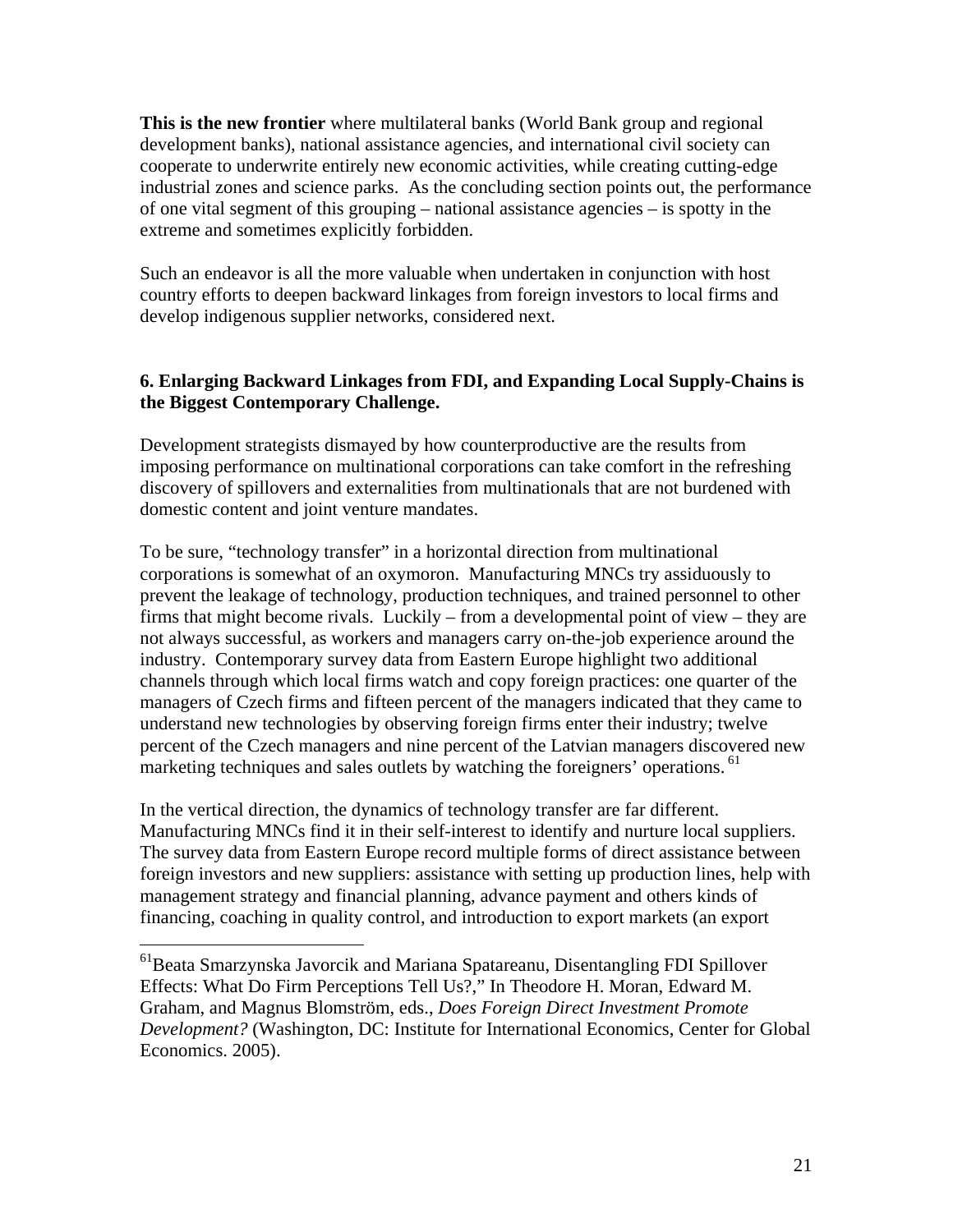**This is the new frontier** where multilateral banks (World Bank group and regional development banks), national assistance agencies, and international civil society can cooperate to underwrite entirely new economic activities, while creating cutting-edge industrial zones and science parks. As the concluding section points out, the performance of one vital segment of this grouping – national assistance agencies – is spotty in the extreme and sometimes explicitly forbidden.

Such an endeavor is all the more valuable when undertaken in conjunction with host country efforts to deepen backward linkages from foreign investors to local firms and develop indigenous supplier networks, considered next.

### 6. Enlarging Backward Linkages from FDI, and Expanding Local Supply-Chains is the Biggest Contemporary Challenge.

Development strategists dismayed by how counterproductive are the results from imposing performance on multinational corporations can take comfort in the refreshing discovery of spillovers and externalities from multinationals that are not burdened with domestic content and joint venture mandates.

To be sure, "technology transfer" in a horizontal direction from multinational corporations is somewhat of an oxymoron. Manufacturing MNCs try assiduously to prevent the leakage of technology, production techniques, and trained personnel to other firms that might become rivals. Luckily – from a developmental point of view – they are not always successful, as workers and managers carry on-the-job experience around the industry. Contemporary survey data from Eastern Europe highlight two additional channels through which local firms watch and copy foreign practices: one quarter of the managers of Czech firms and fifteen percent of the managers indicated that they came to understand new technologies by observing foreign firms enter their industry; twelve percent of the Czech managers and nine percent of the Latvian managers discovered new marketing techniques and sales outlets by watching the foreigners' operations. [61]

In the vertical direction, the dynamics of technology transfer are far different. Manufacturing MNCs find it in their self-interest to identify and nurture local suppliers. The survey data from Eastern Europe record multiple forms of direct assistance between foreign investors and new suppliers: assistance with setting up production lines, help with management strategy and financial planning, advance payment and others kinds of financing, coaching in quality control, and introduction to export markets (an export

---

[61] Beata Smarzynska Javorcik and Mariana Spatareanu, Disentangling FDI Spillover Effects: What Do Firm Perceptions Tell Us?," In Theodore H. Moran, Edward M. Graham, and Magnus Blomström, eds., *Does Foreign Direct Investment Promote Development?* (Washington, DC: Institute for International Economics, Center for Global Economics. 2005).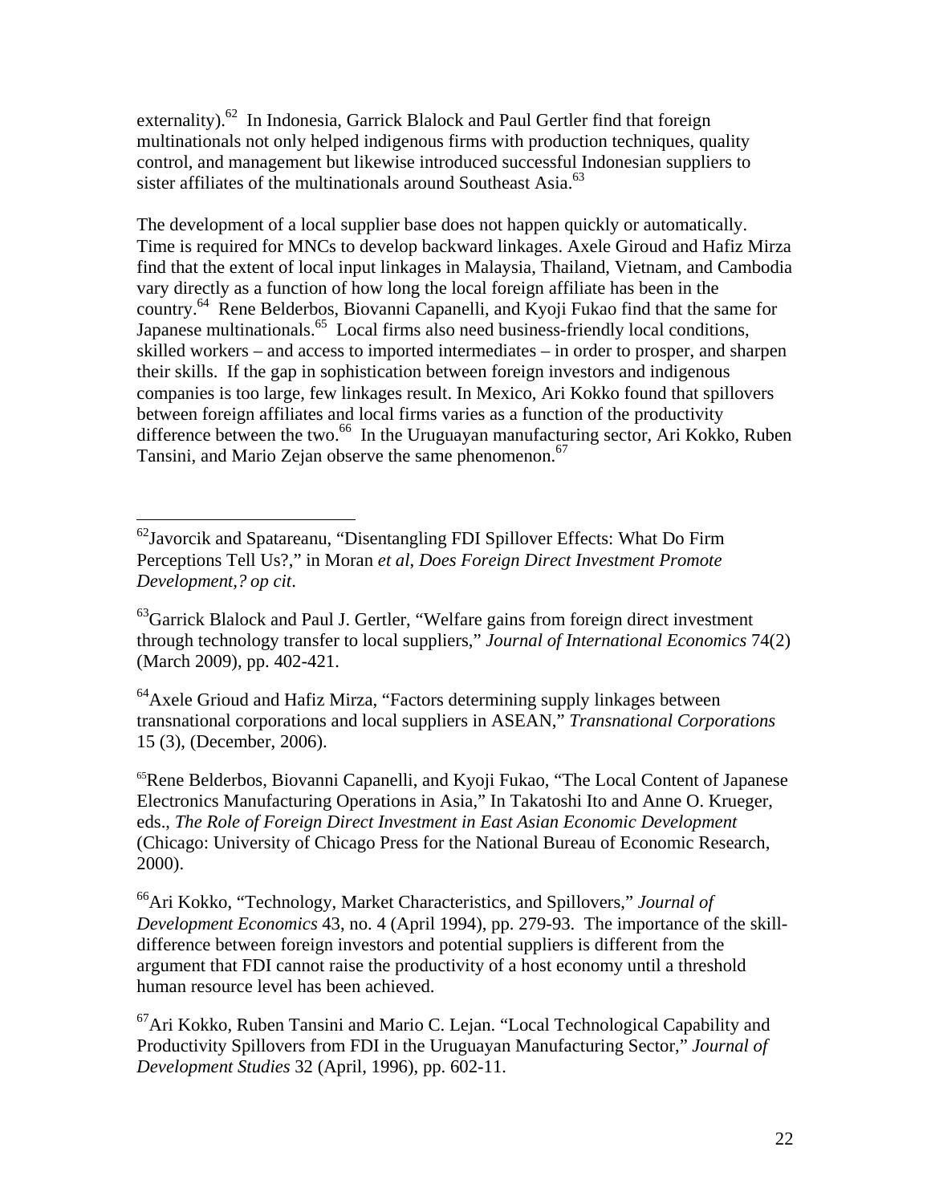externality).[62] In Indonesia, Garrick Blalock and Paul Gertler find that foreign multinationals not only helped indigenous firms with production techniques, quality control, and management but likewise introduced successful Indonesian suppliers to sister affiliates of the multinationals around Southeast Asia.[63]

The development of a local supplier base does not happen quickly or automatically. Time is required for MNCs to develop backward linkages. Axele Giroud and Hafiz Mirza find that the extent of local input linkages in Malaysia, Thailand, Vietnam, and Cambodia vary directly as a function of how long the local foreign affiliate has been in the country.[64] Rene Belderbos, Biovanni Capanelli, and Kyoji Fukao find that the same for Japanese multinationals.[65] Local firms also need business-friendly local conditions, skilled workers – and access to imported intermediates – in order to prosper, and sharpen their skills. If the gap in sophistication between foreign investors and indigenous companies is too large, few linkages result. In Mexico, Ari Kokko found that spillovers between foreign affiliates and local firms varies as a function of the productivity difference between the two.[66] In the Uruguayan manufacturing sector, Ari Kokko, Ruben Tansini, and Mario Zejan observe the same phenomenon.[67]

---

[62] Javorcik and Spatareanu, "Disentangling FDI Spillover Effects: What Do Firm Perceptions Tell Us?," in Moran *et al*, *Does Foreign Direct Investment Promote Development,? op cit*.

[63] Garrick Blalock and Paul J. Gertler, "Welfare gains from foreign direct investment through technology transfer to local suppliers," *Journal of International Economics* 74(2) (March 2009), pp. 402-421.

[64] Axele Grioud and Hafiz Mirza, "Factors determining supply linkages between transnational corporations and local suppliers in ASEAN," *Transnational Corporations* 15 (3), (December, 2006).

[65] Rene Belderbos, Biovanni Capanelli, and Kyoji Fukao, "The Local Content of Japanese Electronics Manufacturing Operations in Asia," In Takatoshi Ito and Anne O. Krueger, eds., *The Role of Foreign Direct Investment in East Asian Economic Development* (Chicago: University of Chicago Press for the National Bureau of Economic Research, 2000).

[66] Ari Kokko, "Technology, Market Characteristics, and Spillovers," *Journal of Development Economics* 43, no. 4 (April 1994), pp. 279-93. The importance of the skill-difference between foreign investors and potential suppliers is different from the argument that FDI cannot raise the productivity of a host economy until a threshold human resource level has been achieved.

[67] Ari Kokko, Ruben Tansini and Mario C. Lejan. "Local Technological Capability and Productivity Spillovers from FDI in the Uruguayan Manufacturing Sector," *Journal of Development Studies* 32 (April, 1996), pp. 602-11.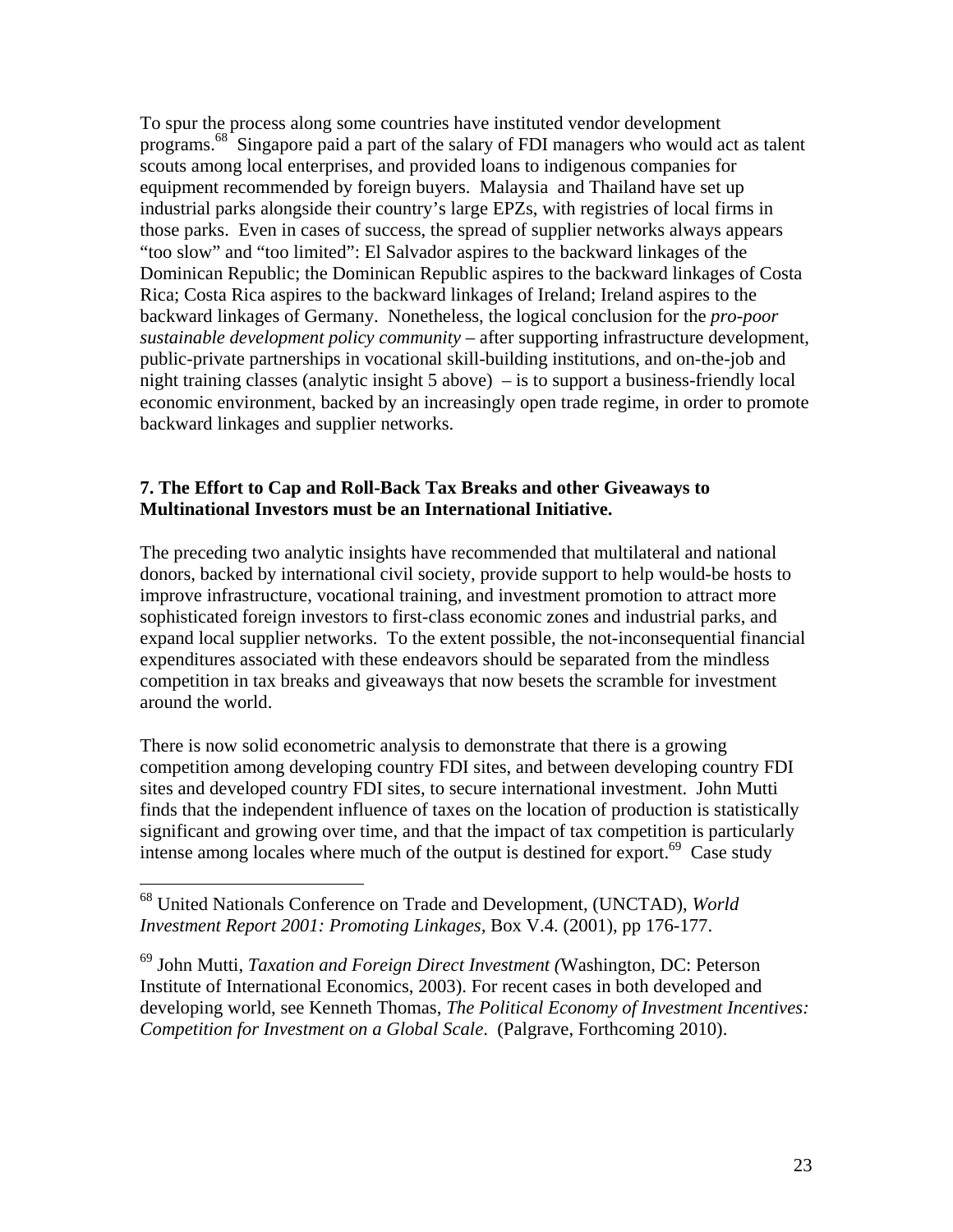To spur the process along some countries have instituted vendor development programs.[68] Singapore paid a part of the salary of FDI managers who would act as talent scouts among local enterprises, and provided loans to indigenous companies for equipment recommended by foreign buyers. Malaysia and Thailand have set up industrial parks alongside their country's large EPZs, with registries of local firms in those parks. Even in cases of success, the spread of supplier networks always appears "too slow" and "too limited": El Salvador aspires to the backward linkages of the Dominican Republic; the Dominican Republic aspires to the backward linkages of Costa Rica; Costa Rica aspires to the backward linkages of Ireland; Ireland aspires to the backward linkages of Germany. Nonetheless, the logical conclusion for the *pro-poor sustainable development policy community* – after supporting infrastructure development, public-private partnerships in vocational skill-building institutions, and on-the-job and night training classes (analytic insight 5 above) – is to support a business-friendly local economic environment, backed by an increasingly open trade regime, in order to promote backward linkages and supplier networks.

**7. The Effort to Cap and Roll-Back Tax Breaks and other Giveaways to Multinational Investors must be an International Initiative.**

The preceding two analytic insights have recommended that multilateral and national donors, backed by international civil society, provide support to help would-be hosts to improve infrastructure, vocational training, and investment promotion to attract more sophisticated foreign investors to first-class economic zones and industrial parks, and expand local supplier networks. To the extent possible, the not-inconsequential financial expenditures associated with these endeavors should be separated from the mindless competition in tax breaks and giveaways that now besets the scramble for investment around the world.

There is now solid econometric analysis to demonstrate that there is a growing competition among developing country FDI sites, and between developing country FDI sites and developed country FDI sites, to secure international investment. John Mutti finds that the independent influence of taxes on the location of production is statistically significant and growing over time, and that the impact of tax competition is particularly intense among locales where much of the output is destined for export.[69] Case study

---

[68] United Nationals Conference on Trade and Development, (UNCTAD), *World Investment Report 2001: Promoting Linkages,* Box V.4. (2001), pp 176-177.

[69] John Mutti, *Taxation and Foreign Direct Investment (*Washington, DC: Peterson Institute of International Economics, 2003). For recent cases in both developed and developing world, see Kenneth Thomas, *The Political Economy of Investment Incentives: Competition for Investment on a Global Scale*. (Palgrave, Forthcoming 2010).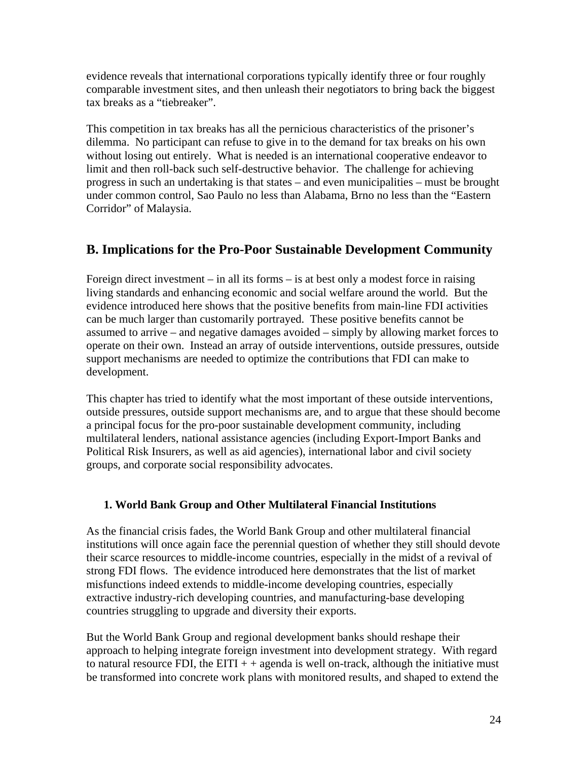evidence reveals that international corporations typically identify three or four roughly comparable investment sites, and then unleash their negotiators to bring back the biggest tax breaks as a "tiebreaker".

This competition in tax breaks has all the pernicious characteristics of the prisoner's dilemma. No participant can refuse to give in to the demand for tax breaks on his own without losing out entirely. What is needed is an international cooperative endeavor to limit and then roll-back such self-destructive behavior. The challenge for achieving progress in such an undertaking is that states – and even municipalities – must be brought under common control, Sao Paulo no less than Alabama, Brno no less than the "Eastern Corridor" of Malaysia.

## B. Implications for the Pro-Poor Sustainable Development Community

Foreign direct investment – in all its forms – is at best only a modest force in raising living standards and enhancing economic and social welfare around the world. But the evidence introduced here shows that the positive benefits from main-line FDI activities can be much larger than customarily portrayed. These positive benefits cannot be assumed to arrive – and negative damages avoided – simply by allowing market forces to operate on their own. Instead an array of outside interventions, outside pressures, outside support mechanisms are needed to optimize the contributions that FDI can make to development.

This chapter has tried to identify what the most important of these outside interventions, outside pressures, outside support mechanisms are, and to argue that these should become a principal focus for the pro-poor sustainable development community, including multilateral lenders, national assistance agencies (including Export-Import Banks and Political Risk Insurers, as well as aid agencies), international labor and civil society groups, and corporate social responsibility advocates.

### 1. World Bank Group and Other Multilateral Financial Institutions

As the financial crisis fades, the World Bank Group and other multilateral financial institutions will once again face the perennial question of whether they still should devote their scarce resources to middle-income countries, especially in the midst of a revival of strong FDI flows. The evidence introduced here demonstrates that the list of market misfunctions indeed extends to middle-income developing countries, especially extractive industry-rich developing countries, and manufacturing-base developing countries struggling to upgrade and diversity their exports.

But the World Bank Group and regional development banks should reshape their approach to helping integrate foreign investment into development strategy. With regard to natural resource FDI, the EITI + + agenda is well on-track, although the initiative must be transformed into concrete work plans with monitored results, and shaped to extend the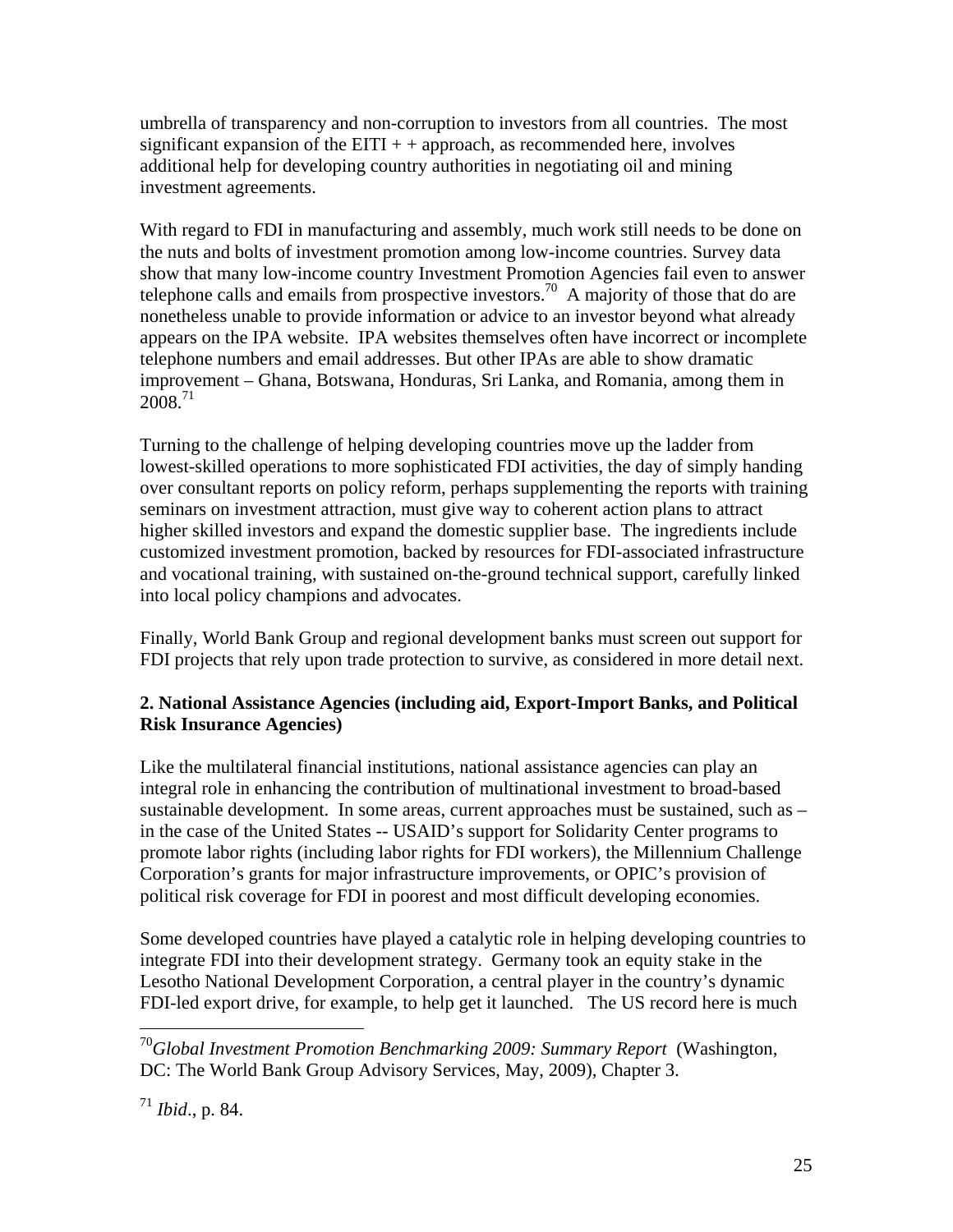umbrella of transparency and non-corruption to investors from all countries. The most significant expansion of the EITI + + approach, as recommended here, involves additional help for developing country authorities in negotiating oil and mining investment agreements.

With regard to FDI in manufacturing and assembly, much work still needs to be done on the nuts and bolts of investment promotion among low-income countries. Survey data show that many low-income country Investment Promotion Agencies fail even to answer telephone calls and emails from prospective investors.[70] A majority of those that do are nonetheless unable to provide information or advice to an investor beyond what already appears on the IPA website. IPA websites themselves often have incorrect or incomplete telephone numbers and email addresses. But other IPAs are able to show dramatic improvement – Ghana, Botswana, Honduras, Sri Lanka, and Romania, among them in 2008.[71]

Turning to the challenge of helping developing countries move up the ladder from lowest-skilled operations to more sophisticated FDI activities, the day of simply handing over consultant reports on policy reform, perhaps supplementing the reports with training seminars on investment attraction, must give way to coherent action plans to attract higher skilled investors and expand the domestic supplier base. The ingredients include customized investment promotion, backed by resources for FDI-associated infrastructure and vocational training, with sustained on-the-ground technical support, carefully linked into local policy champions and advocates.

Finally, World Bank Group and regional development banks must screen out support for FDI projects that rely upon trade protection to survive, as considered in more detail next.

**2. National Assistance Agencies (including aid, Export-Import Banks, and Political Risk Insurance Agencies)**

Like the multilateral financial institutions, national assistance agencies can play an integral role in enhancing the contribution of multinational investment to broad-based sustainable development. In some areas, current approaches must be sustained, such as – in the case of the United States -- USAID's support for Solidarity Center programs to promote labor rights (including labor rights for FDI workers), the Millennium Challenge Corporation's grants for major infrastructure improvements, or OPIC's provision of political risk coverage for FDI in poorest and most difficult developing economies.

Some developed countries have played a catalytic role in helping developing countries to integrate FDI into their development strategy. Germany took an equity stake in the Lesotho National Development Corporation, a central player in the country's dynamic FDI-led export drive, for example, to help get it launched. The US record here is much

---

[70] *Global Investment Promotion Benchmarking 2009: Summary Report* (Washington, DC: The World Bank Group Advisory Services, May, 2009), Chapter 3.

[71] *Ibid*., p. 84.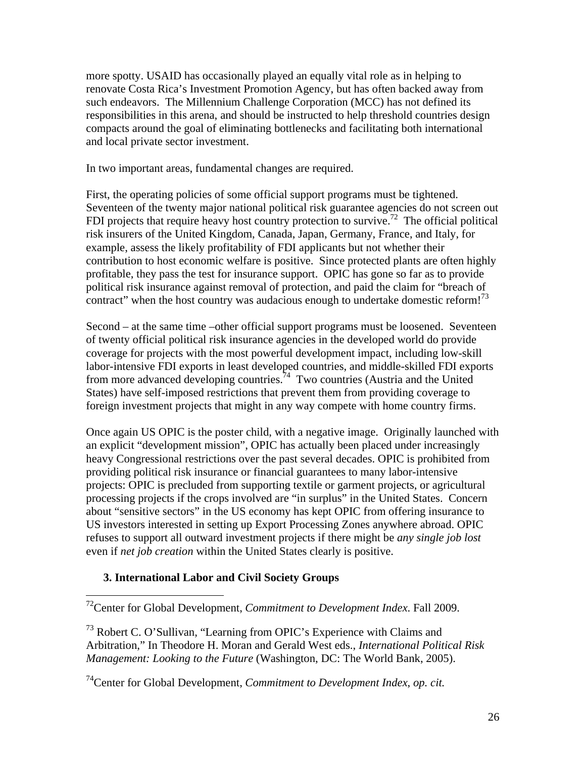more spotty. USAID has occasionally played an equally vital role as in helping to renovate Costa Rica's Investment Promotion Agency, but has often backed away from such endeavors. The Millennium Challenge Corporation (MCC) has not defined its responsibilities in this arena, and should be instructed to help threshold countries design compacts around the goal of eliminating bottlenecks and facilitating both international and local private sector investment.

In two important areas, fundamental changes are required.

First, the operating policies of some official support programs must be tightened. Seventeen of the twenty major national political risk guarantee agencies do not screen out FDI projects that require heavy host country protection to survive.[72] The official political risk insurers of the United Kingdom, Canada, Japan, Germany, France, and Italy, for example, assess the likely profitability of FDI applicants but not whether their contribution to host economic welfare is positive. Since protected plants are often highly profitable, they pass the test for insurance support. OPIC has gone so far as to provide political risk insurance against removal of protection, and paid the claim for "breach of contract" when the host country was audacious enough to undertake domestic reform![73]

Second – at the same time –other official support programs must be loosened. Seventeen of twenty official political risk insurance agencies in the developed world do provide coverage for projects with the most powerful development impact, including low-skill labor-intensive FDI exports in least developed countries, and middle-skilled FDI exports from more advanced developing countries.[74] Two countries (Austria and the United States) have self-imposed restrictions that prevent them from providing coverage to foreign investment projects that might in any way compete with home country firms.

Once again US OPIC is the poster child, with a negative image. Originally launched with an explicit "development mission", OPIC has actually been placed under increasingly heavy Congressional restrictions over the past several decades. OPIC is prohibited from providing political risk insurance or financial guarantees to many labor-intensive projects: OPIC is precluded from supporting textile or garment projects, or agricultural processing projects if the crops involved are "in surplus" in the United States. Concern about "sensitive sectors" in the US economy has kept OPIC from offering insurance to US investors interested in setting up Export Processing Zones anywhere abroad. OPIC refuses to support all outward investment projects if there might be *any single job lost* even if *net job creation* within the United States clearly is positive.

### 3. International Labor and Civil Society Groups

---

[72] Center for Global Development, *Commitment to Development Index*. Fall 2009.

[73] Robert C. O'Sullivan, "Learning from OPIC's Experience with Claims and Arbitration," In Theodore H. Moran and Gerald West eds., *International Political Risk Management: Looking to the Future* (Washington, DC: The World Bank, 2005).

[74] Center for Global Development, *Commitment to Development Index, op. cit.*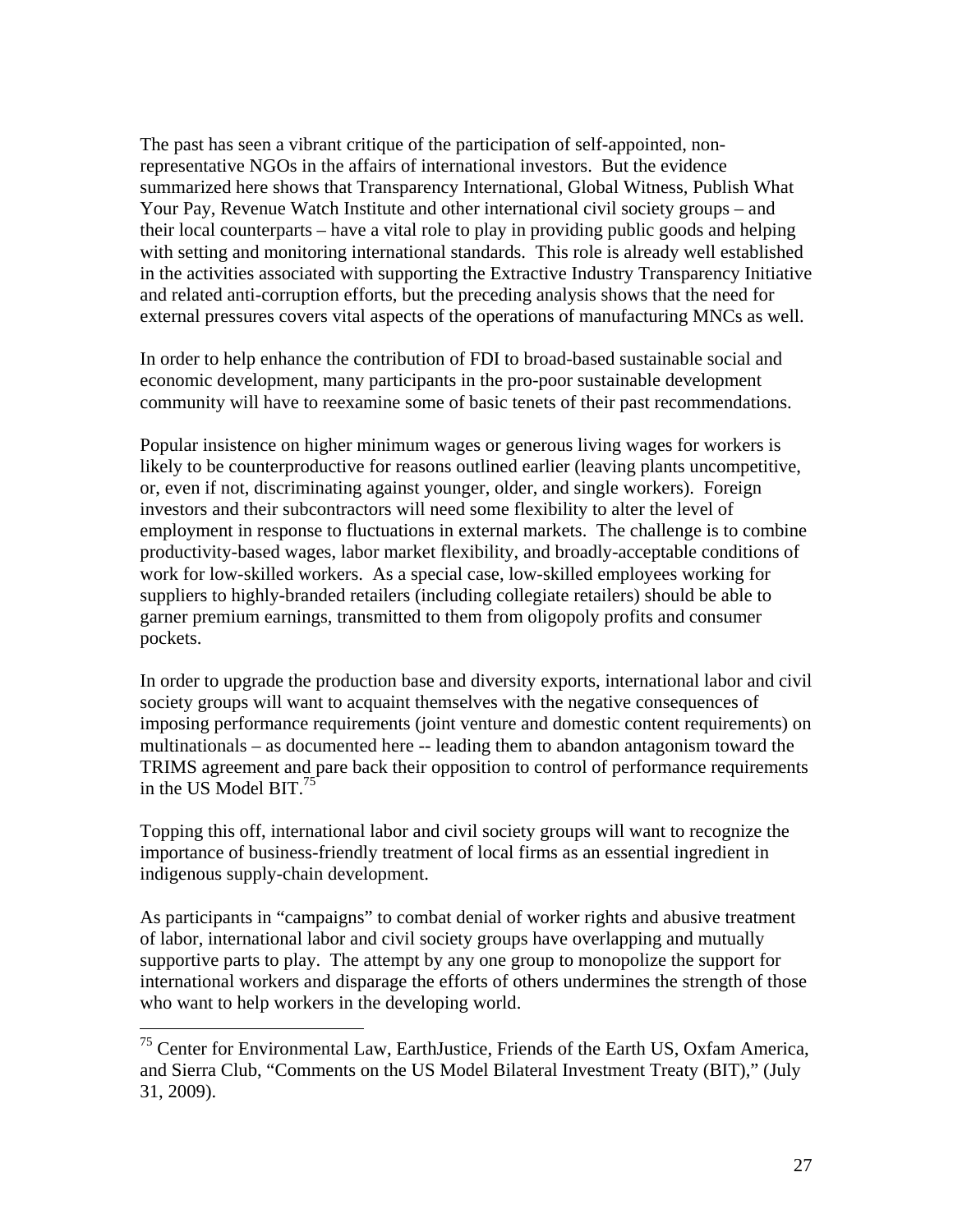The past has seen a vibrant critique of the participation of self-appointed, non-representative NGOs in the affairs of international investors. But the evidence summarized here shows that Transparency International, Global Witness, Publish What Your Pay, Revenue Watch Institute and other international civil society groups – and their local counterparts – have a vital role to play in providing public goods and helping with setting and monitoring international standards. This role is already well established in the activities associated with supporting the Extractive Industry Transparency Initiative and related anti-corruption efforts, but the preceding analysis shows that the need for external pressures covers vital aspects of the operations of manufacturing MNCs as well.

In order to help enhance the contribution of FDI to broad-based sustainable social and economic development, many participants in the pro-poor sustainable development community will have to reexamine some of basic tenets of their past recommendations.

Popular insistence on higher minimum wages or generous living wages for workers is likely to be counterproductive for reasons outlined earlier (leaving plants uncompetitive, or, even if not, discriminating against younger, older, and single workers). Foreign investors and their subcontractors will need some flexibility to alter the level of employment in response to fluctuations in external markets. The challenge is to combine productivity-based wages, labor market flexibility, and broadly-acceptable conditions of work for low-skilled workers. As a special case, low-skilled employees working for suppliers to highly-branded retailers (including collegiate retailers) should be able to garner premium earnings, transmitted to them from oligopoly profits and consumer pockets.

In order to upgrade the production base and diversity exports, international labor and civil society groups will want to acquaint themselves with the negative consequences of imposing performance requirements (joint venture and domestic content requirements) on multinationals – as documented here -- leading them to abandon antagonism toward the TRIMS agreement and pare back their opposition to control of performance requirements in the US Model BIT.[75]

Topping this off, international labor and civil society groups will want to recognize the importance of business-friendly treatment of local firms as an essential ingredient in indigenous supply-chain development.

As participants in "campaigns" to combat denial of worker rights and abusive treatment of labor, international labor and civil society groups have overlapping and mutually supportive parts to play. The attempt by any one group to monopolize the support for international workers and disparage the efforts of others undermines the strength of those who want to help workers in the developing world.

---

[75] Center for Environmental Law, EarthJustice, Friends of the Earth US, Oxfam America, and Sierra Club, "Comments on the US Model Bilateral Investment Treaty (BIT)," (July 31, 2009).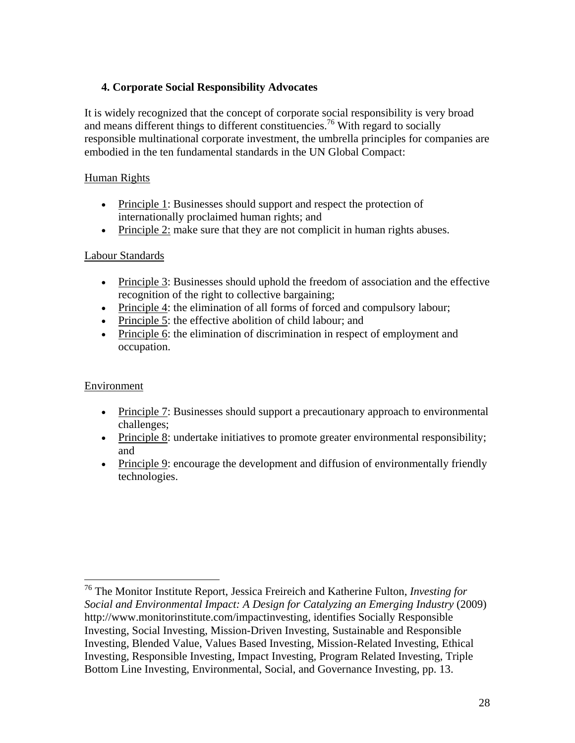### 4. Corporate Social Responsibility Advocates

It is widely recognized that the concept of corporate social responsibility is very broad and means different things to different constituencies.[76] With regard to socially responsible multinational corporate investment, the umbrella principles for companies are embodied in the ten fundamental standards in the UN Global Compact:

<u>Human Rights</u>

- <u>Principle 1</u>: Businesses should support and respect the protection of internationally proclaimed human rights; and
- <u>Principle 2:</u> make sure that they are not complicit in human rights abuses.

<u>Labour Standards</u>

- <u>Principle 3</u>: Businesses should uphold the freedom of association and the effective recognition of the right to collective bargaining;
- <u>Principle 4</u>: the elimination of all forms of forced and compulsory labour;
- <u>Principle 5</u>: the effective abolition of child labour; and
- <u>Principle 6</u>: the elimination of discrimination in respect of employment and occupation.

<u>Environment</u>

- <u>Principle 7</u>: Businesses should support a precautionary approach to environmental challenges;
- <u>Principle 8</u>: undertake initiatives to promote greater environmental responsibility; and
- <u>Principle 9</u>: encourage the development and diffusion of environmentally friendly technologies.

---

[76] The Monitor Institute Report, Jessica Freireich and Katherine Fulton, *Investing for Social and Environmental Impact: A Design for Catalyzing an Emerging Industry* (2009) http://www.monitorinstitute.com/impactinvesting, identifies Socially Responsible Investing, Social Investing, Mission-Driven Investing, Sustainable and Responsible Investing, Blended Value, Values Based Investing, Mission-Related Investing, Ethical Investing, Responsible Investing, Impact Investing, Program Related Investing, Triple Bottom Line Investing, Environmental, Social, and Governance Investing, pp. 13.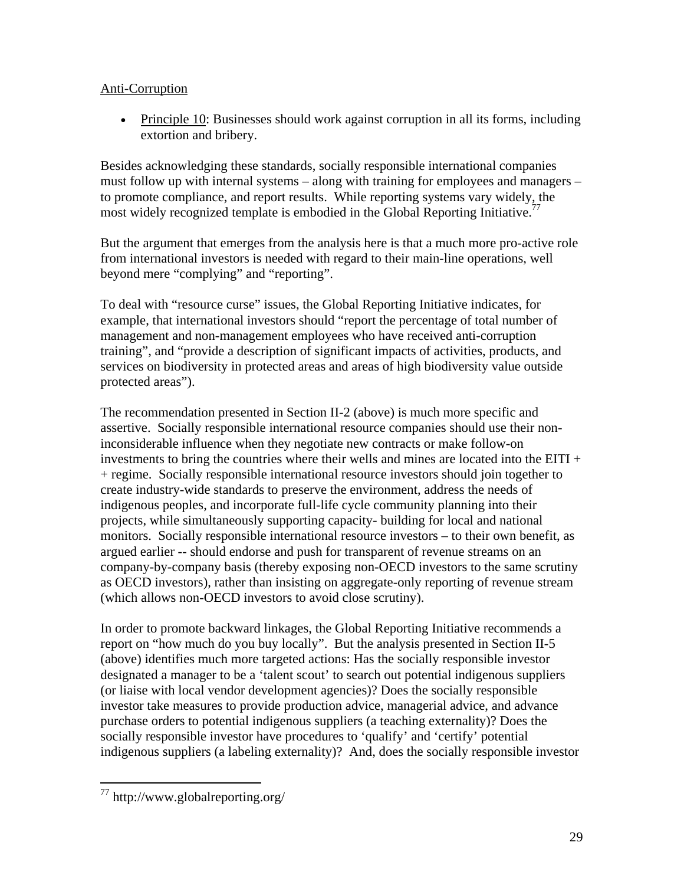Anti-Corruption

- Principle 10: Businesses should work against corruption in all its forms, including extortion and bribery.

Besides acknowledging these standards, socially responsible international companies must follow up with internal systems – along with training for employees and managers – to promote compliance, and report results. While reporting systems vary widely, the most widely recognized template is embodied in the Global Reporting Initiative.[77]

But the argument that emerges from the analysis here is that a much more pro-active role from international investors is needed with regard to their main-line operations, well beyond mere "complying" and "reporting".

To deal with "resource curse" issues, the Global Reporting Initiative indicates, for example, that international investors should "report the percentage of total number of management and non-management employees who have received anti-corruption training", and "provide a description of significant impacts of activities, products, and services on biodiversity in protected areas and areas of high biodiversity value outside protected areas").

The recommendation presented in Section II-2 (above) is much more specific and assertive. Socially responsible international resource companies should use their non-inconsiderable influence when they negotiate new contracts or make follow-on investments to bring the countries where their wells and mines are located into the EITI + + regime. Socially responsible international resource investors should join together to create industry-wide standards to preserve the environment, address the needs of indigenous peoples, and incorporate full-life cycle community planning into their projects, while simultaneously supporting capacity- building for local and national monitors. Socially responsible international resource investors – to their own benefit, as argued earlier -- should endorse and push for transparent of revenue streams on an company-by-company basis (thereby exposing non-OECD investors to the same scrutiny as OECD investors), rather than insisting on aggregate-only reporting of revenue stream (which allows non-OECD investors to avoid close scrutiny).

In order to promote backward linkages, the Global Reporting Initiative recommends a report on "how much do you buy locally". But the analysis presented in Section II-5 (above) identifies much more targeted actions: Has the socially responsible investor designated a manager to be a 'talent scout' to search out potential indigenous suppliers (or liaise with local vendor development agencies)? Does the socially responsible investor take measures to provide production advice, managerial advice, and advance purchase orders to potential indigenous suppliers (a teaching externality)? Does the socially responsible investor have procedures to 'qualify' and 'certify' potential indigenous suppliers (a labeling externality)? And, does the socially responsible investor

[77] http://www.globalreporting.org/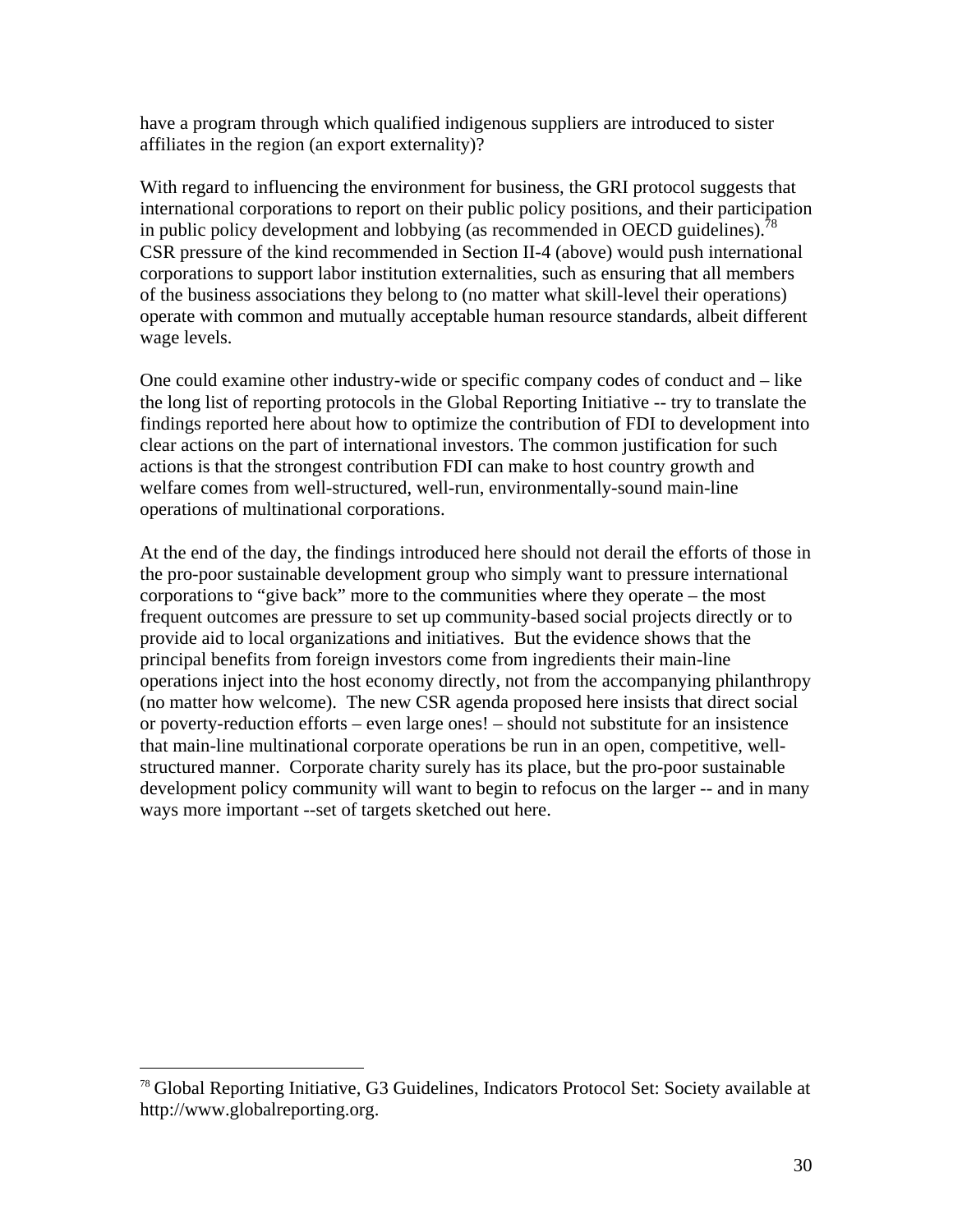have a program through which qualified indigenous suppliers are introduced to sister affiliates in the region (an export externality)?

With regard to influencing the environment for business, the GRI protocol suggests that international corporations to report on their public policy positions, and their participation in public policy development and lobbying (as recommended in OECD guidelines).[78] CSR pressure of the kind recommended in Section II-4 (above) would push international corporations to support labor institution externalities, such as ensuring that all members of the business associations they belong to (no matter what skill-level their operations) operate with common and mutually acceptable human resource standards, albeit different wage levels.

One could examine other industry-wide or specific company codes of conduct and – like the long list of reporting protocols in the Global Reporting Initiative -- try to translate the findings reported here about how to optimize the contribution of FDI to development into clear actions on the part of international investors. The common justification for such actions is that the strongest contribution FDI can make to host country growth and welfare comes from well-structured, well-run, environmentally-sound main-line operations of multinational corporations.

At the end of the day, the findings introduced here should not derail the efforts of those in the pro-poor sustainable development group who simply want to pressure international corporations to "give back" more to the communities where they operate – the most frequent outcomes are pressure to set up community-based social projects directly or to provide aid to local organizations and initiatives. But the evidence shows that the principal benefits from foreign investors come from ingredients their main-line operations inject into the host economy directly, not from the accompanying philanthropy (no matter how welcome). The new CSR agenda proposed here insists that direct social or poverty-reduction efforts – even large ones! – should not substitute for an insistence that main-line multinational corporate operations be run in an open, competitive, well-structured manner. Corporate charity surely has its place, but the pro-poor sustainable development policy community will want to begin to refocus on the larger -- and in many ways more important --set of targets sketched out here.

---

[78] Global Reporting Initiative, G3 Guidelines, Indicators Protocol Set: Society available at http://www.globalreporting.org.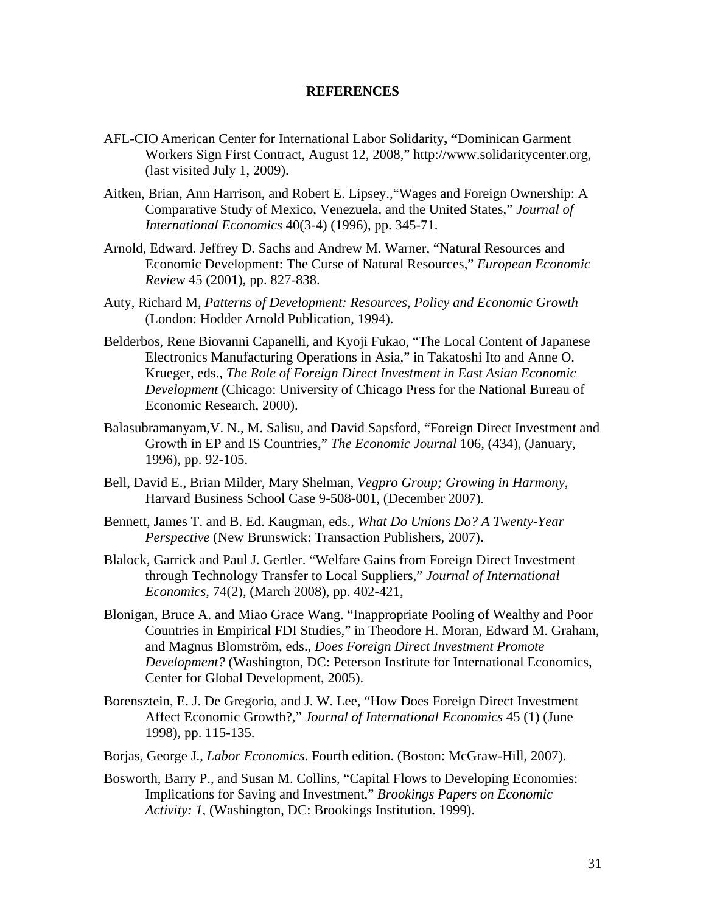## REFERENCES

AFL-CIO American Center for International Labor Solidarity**, "**Dominican Garment Workers Sign First Contract, August 12, 2008," http://www.solidaritycenter.org, (last visited July 1, 2009).

Aitken, Brian, Ann Harrison, and Robert E. Lipsey.,"Wages and Foreign Ownership: A Comparative Study of Mexico, Venezuela, and the United States," *Journal of International Economics* 40(3-4) (1996), pp. 345-71.

Arnold, Edward. Jeffrey D. Sachs and Andrew M. Warner, "Natural Resources and Economic Development: The Curse of Natural Resources," *European Economic Review* 45 (2001), pp. 827-838.

Auty, Richard M, *Patterns of Development: Resources, Policy and Economic Growth* (London: Hodder Arnold Publication, 1994).

Belderbos, Rene Biovanni Capanelli, and Kyoji Fukao, "The Local Content of Japanese Electronics Manufacturing Operations in Asia," in Takatoshi Ito and Anne O. Krueger, eds., *The Role of Foreign Direct Investment in East Asian Economic Development* (Chicago: University of Chicago Press for the National Bureau of Economic Research, 2000).

Balasubramanyam,V. N., M. Salisu, and David Sapsford, "Foreign Direct Investment and Growth in EP and IS Countries," *The Economic Journal* 106, (434), (January, 1996), pp. 92-105.

Bell, David E., Brian Milder, Mary Shelman, *Vegpro Group; Growing in Harmony*, Harvard Business School Case 9-508-001, (December 2007).

Bennett, James T. and B. Ed. Kaugman, eds., *What Do Unions Do? A Twenty-Year Perspective* (New Brunswick: Transaction Publishers, 2007).

Blalock, Garrick and Paul J. Gertler. "Welfare Gains from Foreign Direct Investment through Technology Transfer to Local Suppliers," *Journal of International Economics*, 74(2), (March 2008), pp. 402-421,

Blonigan, Bruce A. and Miao Grace Wang. "Inappropriate Pooling of Wealthy and Poor Countries in Empirical FDI Studies," in Theodore H. Moran, Edward M. Graham, and Magnus Blomström, eds., *Does Foreign Direct Investment Promote Development?* (Washington, DC: Peterson Institute for International Economics, Center for Global Development, 2005).

Borensztein, E. J. De Gregorio, and J. W. Lee, "How Does Foreign Direct Investment Affect Economic Growth?," *Journal of International Economics* 45 (1) (June 1998), pp. 115-135.

Borjas, George J., *Labor Economics*. Fourth edition. (Boston: McGraw-Hill, 2007).

Bosworth, Barry P., and Susan M. Collins, "Capital Flows to Developing Economies: Implications for Saving and Investment," *Brookings Papers on Economic Activity: 1*, (Washington, DC: Brookings Institution. 1999).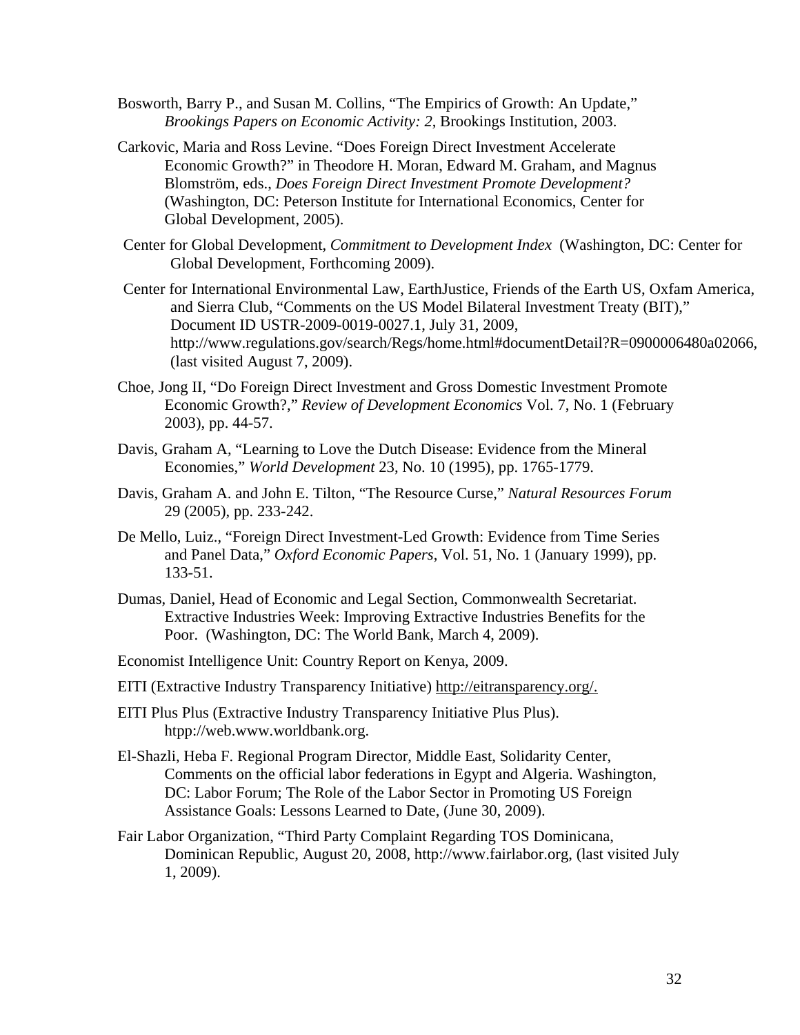Bosworth, Barry P., and Susan M. Collins, "The Empirics of Growth: An Update," *Brookings Papers on Economic Activity: 2*, Brookings Institution, 2003.

Carkovic, Maria and Ross Levine. "Does Foreign Direct Investment Accelerate Economic Growth?" in Theodore H. Moran, Edward M. Graham, and Magnus Blomström, eds., *Does Foreign Direct Investment Promote Development?* (Washington, DC: Peterson Institute for International Economics, Center for Global Development, 2005).

Center for Global Development, *Commitment to Development Index* (Washington, DC: Center for Global Development, Forthcoming 2009).

Center for International Environmental Law, EarthJustice, Friends of the Earth US, Oxfam America, and Sierra Club, "Comments on the US Model Bilateral Investment Treaty (BIT)," Document ID USTR-2009-0019-0027.1, July 31, 2009, http://www.regulations.gov/search/Regs/home.html#documentDetail?R=0900006480a02066, (last visited August 7, 2009).

Choe, Jong Il, "Do Foreign Direct Investment and Gross Domestic Investment Promote Economic Growth?," *Review of Development Economics* Vol. 7, No. 1 (February 2003), pp. 44-57.

Davis, Graham A, "Learning to Love the Dutch Disease: Evidence from the Mineral Economies," *World Development* 23, No. 10 (1995), pp. 1765-1779.

Davis, Graham A. and John E. Tilton, "The Resource Curse," *Natural Resources Forum* 29 (2005), pp. 233-242.

De Mello, Luiz., "Foreign Direct Investment-Led Growth: Evidence from Time Series and Panel Data," *Oxford Economic Papers*, Vol. 51, No. 1 (January 1999), pp. 133-51.

Dumas, Daniel, Head of Economic and Legal Section, Commonwealth Secretariat. Extractive Industries Week: Improving Extractive Industries Benefits for the Poor. (Washington, DC: The World Bank, March 4, 2009).

Economist Intelligence Unit: Country Report on Kenya, 2009.

EITI (Extractive Industry Transparency Initiative) http://eitransparency.org/.

EITI Plus Plus (Extractive Industry Transparency Initiative Plus Plus). htpp://web.www.worldbank.org.

El-Shazli, Heba F. Regional Program Director, Middle East, Solidarity Center, Comments on the official labor federations in Egypt and Algeria. Washington, DC: Labor Forum; The Role of the Labor Sector in Promoting US Foreign Assistance Goals: Lessons Learned to Date, (June 30, 2009).

Fair Labor Organization, "Third Party Complaint Regarding TOS Dominicana, Dominican Republic, August 20, 2008, http://www.fairlabor.org, (last visited July 1, 2009).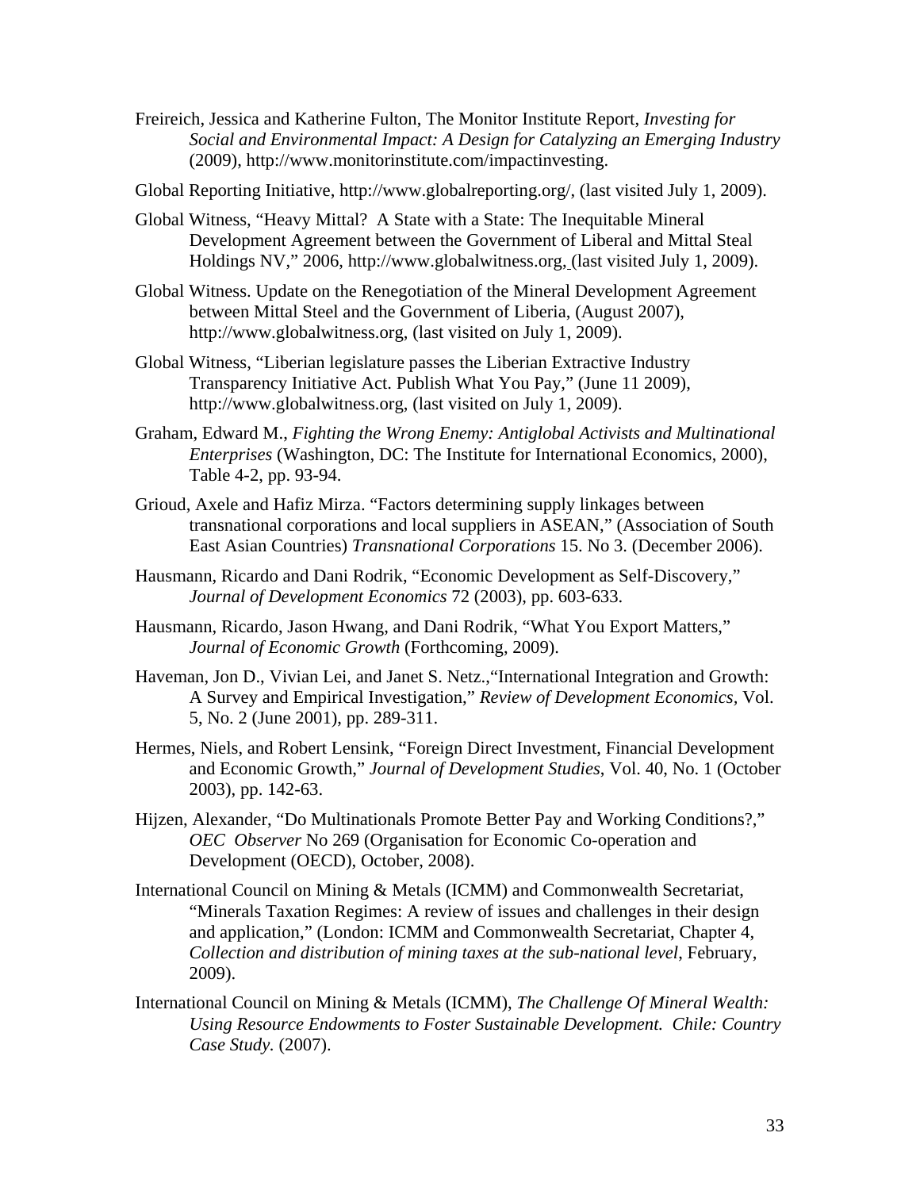Freireich, Jessica and Katherine Fulton, The Monitor Institute Report, *Investing for Social and Environmental Impact: A Design for Catalyzing an Emerging Industry* (2009), http://www.monitorinstitute.com/impactinvesting.

Global Reporting Initiative, http://www.globalreporting.org/, (last visited July 1, 2009).

Global Witness, "Heavy Mittal? A State with a State: The Inequitable Mineral Development Agreement between the Government of Liberal and Mittal Steal Holdings NV," 2006, http://www.globalwitness.org, (last visited July 1, 2009).

Global Witness. Update on the Renegotiation of the Mineral Development Agreement between Mittal Steel and the Government of Liberia, (August 2007), http://www.globalwitness.org, (last visited on July 1, 2009).

Global Witness, "Liberian legislature passes the Liberian Extractive Industry Transparency Initiative Act. Publish What You Pay," (June 11 2009), http://www.globalwitness.org, (last visited on July 1, 2009).

Graham, Edward M., *Fighting the Wrong Enemy: Antiglobal Activists and Multinational Enterprises* (Washington, DC: The Institute for International Economics, 2000), Table 4-2, pp. 93-94.

Grioud, Axele and Hafiz Mirza. "Factors determining supply linkages between transnational corporations and local suppliers in ASEAN," (Association of South East Asian Countries) *Transnational Corporations* 15. No 3. (December 2006).

Hausmann, Ricardo and Dani Rodrik, "Economic Development as Self-Discovery," *Journal of Development Economics* 72 (2003), pp. 603-633.

Hausmann, Ricardo, Jason Hwang, and Dani Rodrik, "What You Export Matters," *Journal of Economic Growth* (Forthcoming, 2009).

Haveman, Jon D., Vivian Lei, and Janet S. Netz.,"International Integration and Growth: A Survey and Empirical Investigation," *Review of Development Economics*, Vol. 5, No. 2 (June 2001), pp. 289-311.

Hermes, Niels, and Robert Lensink, "Foreign Direct Investment, Financial Development and Economic Growth," *Journal of Development Studies*, Vol. 40, No. 1 (October 2003), pp. 142-63.

Hijzen, Alexander, "Do Multinationals Promote Better Pay and Working Conditions?," *OEC Observer* No 269 (Organisation for Economic Co-operation and Development (OECD), October, 2008).

International Council on Mining & Metals (ICMM) and Commonwealth Secretariat, "Minerals Taxation Regimes: A review of issues and challenges in their design and application," (London: ICMM and Commonwealth Secretariat, Chapter 4, *Collection and distribution of mining taxes at the sub-national level*, February, 2009).

International Council on Mining & Metals (ICMM), *The Challenge Of Mineral Wealth: Using Resource Endowments to Foster Sustainable Development. Chile: Country Case Study.* (2007).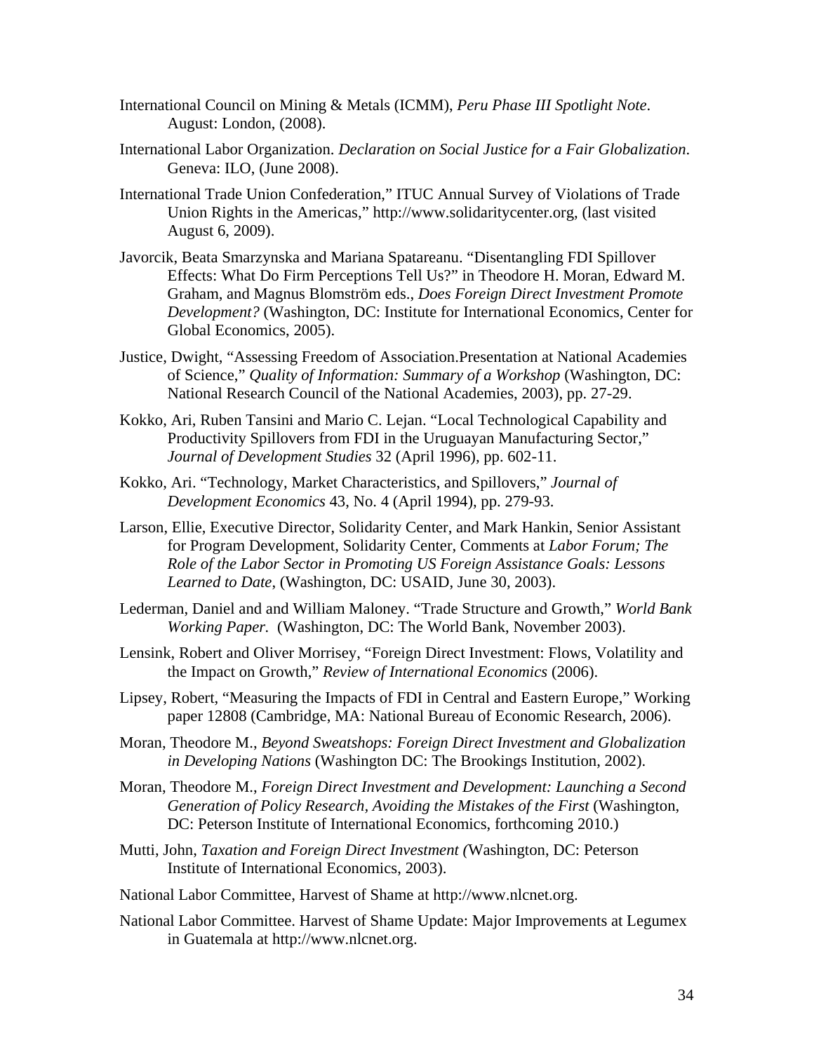International Council on Mining & Metals (ICMM), *Peru Phase III Spotlight Note*. August: London, (2008).

International Labor Organization. *Declaration on Social Justice for a Fair Globalization*. Geneva: ILO, (June 2008).

International Trade Union Confederation," ITUC Annual Survey of Violations of Trade Union Rights in the Americas," http://www.solidaritycenter.org, (last visited August 6, 2009).

Javorcik, Beata Smarzynska and Mariana Spatareanu. "Disentangling FDI Spillover Effects: What Do Firm Perceptions Tell Us?" in Theodore H. Moran, Edward M. Graham, and Magnus Blomström eds., *Does Foreign Direct Investment Promote Development?* (Washington, DC: Institute for International Economics, Center for Global Economics, 2005).

Justice, Dwight, "Assessing Freedom of Association.Presentation at National Academies of Science," *Quality of Information: Summary of a Workshop* (Washington, DC: National Research Council of the National Academies, 2003), pp. 27-29.

Kokko, Ari, Ruben Tansini and Mario C. Lejan. "Local Technological Capability and Productivity Spillovers from FDI in the Uruguayan Manufacturing Sector," *Journal of Development Studies* 32 (April 1996), pp. 602-11.

Kokko, Ari. "Technology, Market Characteristics, and Spillovers," *Journal of Development Economics* 43, No. 4 (April 1994), pp. 279-93.

Larson, Ellie, Executive Director, Solidarity Center, and Mark Hankin, Senior Assistant for Program Development, Solidarity Center, Comments at *Labor Forum; The Role of the Labor Sector in Promoting US Foreign Assistance Goals: Lessons Learned to Date*, (Washington, DC: USAID, June 30, 2003).

Lederman, Daniel and and William Maloney. "Trade Structure and Growth," *World Bank Working Paper.* (Washington, DC: The World Bank, November 2003).

Lensink, Robert and Oliver Morrisey, "Foreign Direct Investment: Flows, Volatility and the Impact on Growth," *Review of International Economics* (2006).

Lipsey, Robert, "Measuring the Impacts of FDI in Central and Eastern Europe," Working paper 12808 (Cambridge, MA: National Bureau of Economic Research, 2006).

Moran, Theodore M., *Beyond Sweatshops: Foreign Direct Investment and Globalization in Developing Nations* (Washington DC: The Brookings Institution, 2002).

Moran, Theodore M., *Foreign Direct Investment and Development: Launching a Second Generation of Policy Research, Avoiding the Mistakes of the First* (Washington, DC: Peterson Institute of International Economics, forthcoming 2010.)

Mutti, John, *Taxation and Foreign Direct Investment (*Washington, DC: Peterson Institute of International Economics, 2003).

National Labor Committee, Harvest of Shame at http://www.nlcnet.org.

National Labor Committee. Harvest of Shame Update: Major Improvements at Legumex in Guatemala at http://www.nlcnet.org.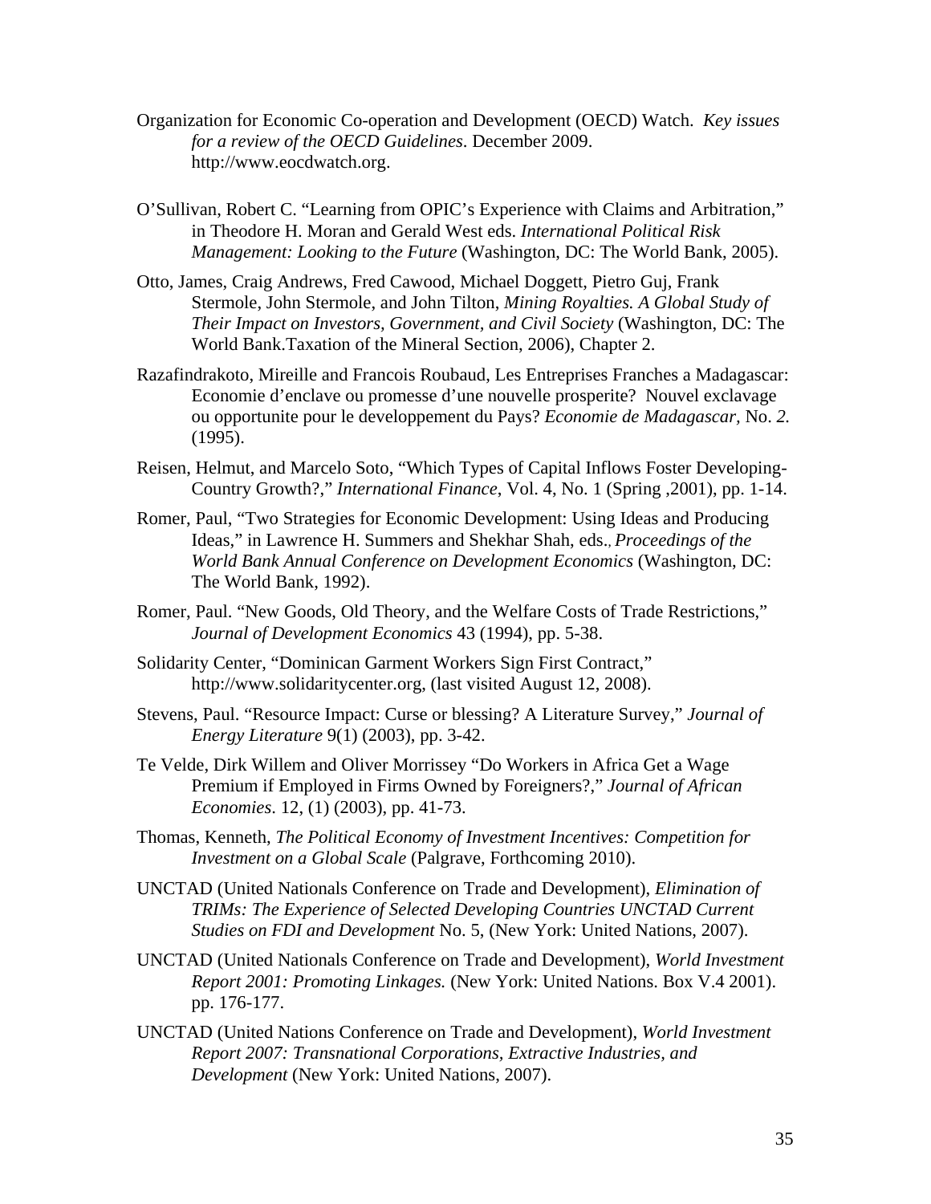Organization for Economic Co-operation and Development (OECD) Watch. *Key issues for a review of the OECD Guidelines*. December 2009. http://www.eocdwatch.org.

O'Sullivan, Robert C. "Learning from OPIC's Experience with Claims and Arbitration," in Theodore H. Moran and Gerald West eds. *International Political Risk Management: Looking to the Future* (Washington, DC: The World Bank, 2005).

Otto, James, Craig Andrews, Fred Cawood, Michael Doggett, Pietro Guj, Frank Stermole, John Stermole, and John Tilton, *Mining Royalties. A Global Study of Their Impact on Investors, Government, and Civil Society* (Washington, DC: The World Bank.Taxation of the Mineral Section, 2006), Chapter 2.

Razafindrakoto, Mireille and Francois Roubaud, Les Entreprises Franches a Madagascar: Economie d'enclave ou promesse d'une nouvelle prosperite? Nouvel exclavage ou opportunite pour le developpement du Pays? *Economie de Madagascar*, No. *2.* (1995).

Reisen, Helmut, and Marcelo Soto, "Which Types of Capital Inflows Foster Developing-Country Growth?," *International Finance*, Vol. 4, No. 1 (Spring ,2001), pp. 1-14.

Romer, Paul, "Two Strategies for Economic Development: Using Ideas and Producing Ideas," in Lawrence H. Summers and Shekhar Shah, eds., *Proceedings of the World Bank Annual Conference on Development Economics* (Washington, DC: The World Bank, 1992).

Romer, Paul. "New Goods, Old Theory, and the Welfare Costs of Trade Restrictions," *Journal of Development Economics* 43 (1994), pp. 5-38.

Solidarity Center, "Dominican Garment Workers Sign First Contract," http://www.solidaritycenter.org, (last visited August 12, 2008).

Stevens, Paul. "Resource Impact: Curse or blessing? A Literature Survey," *Journal of Energy Literature* 9(1) (2003), pp. 3-42.

Te Velde, Dirk Willem and Oliver Morrissey "Do Workers in Africa Get a Wage Premium if Employed in Firms Owned by Foreigners?," *Journal of African Economies*. 12, (1) (2003), pp. 41-73.

Thomas, Kenneth, *The Political Economy of Investment Incentives: Competition for Investment on a Global Scale* (Palgrave, Forthcoming 2010).

UNCTAD (United Nationals Conference on Trade and Development), *Elimination of TRIMs: The Experience of Selected Developing Countries UNCTAD Current Studies on FDI and Development* No. 5, (New York: United Nations, 2007).

UNCTAD (United Nationals Conference on Trade and Development), *World Investment Report 2001: Promoting Linkages.* (New York: United Nations. Box V.4 2001). pp. 176-177.

UNCTAD (United Nations Conference on Trade and Development), *World Investment Report 2007: Transnational Corporations, Extractive Industries, and Development* (New York: United Nations, 2007).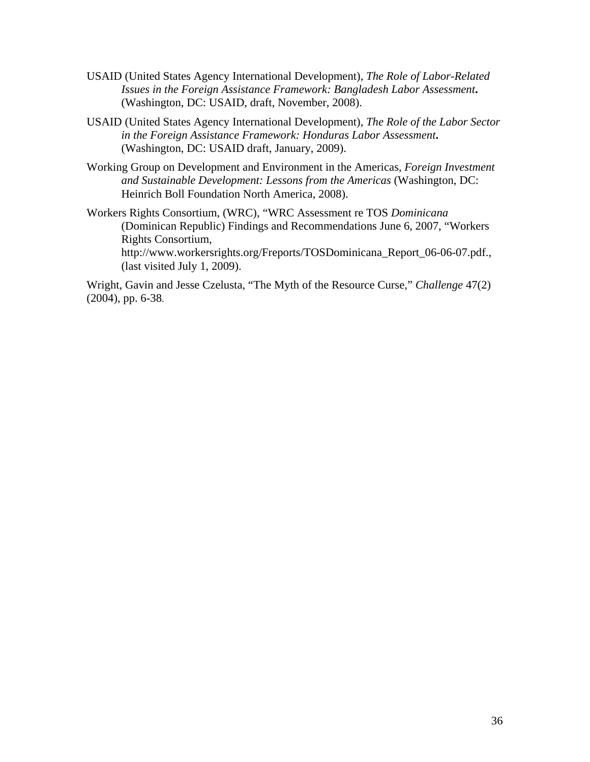USAID (United States Agency International Development), *The Role of Labor-Related Issues in the Foreign Assistance Framework: Bangladesh Labor Assessment***.** (Washington, DC: USAID, draft, November, 2008).

USAID (United States Agency International Development), *The Role of the Labor Sector in the Foreign Assistance Framework: Honduras Labor Assessment***.** (Washington, DC: USAID draft, January, 2009).

Working Group on Development and Environment in the Americas, *Foreign Investment and Sustainable Development: Lessons from the Americas* (Washington, DC: Heinrich Boll Foundation North America, 2008).

Workers Rights Consortium, (WRC), "WRC Assessment re TOS *Dominicana* (Dominican Republic) Findings and Recommendations June 6, 2007, "Workers Rights Consortium, http://www.workersrights.org/Freports/TOSDominicana_Report_06-06-07.pdf., (last visited July 1, 2009).

Wright, Gavin and Jesse Czelusta, "The Myth of the Resource Curse," *Challenge* 47(2) (2004), pp. 6-38.